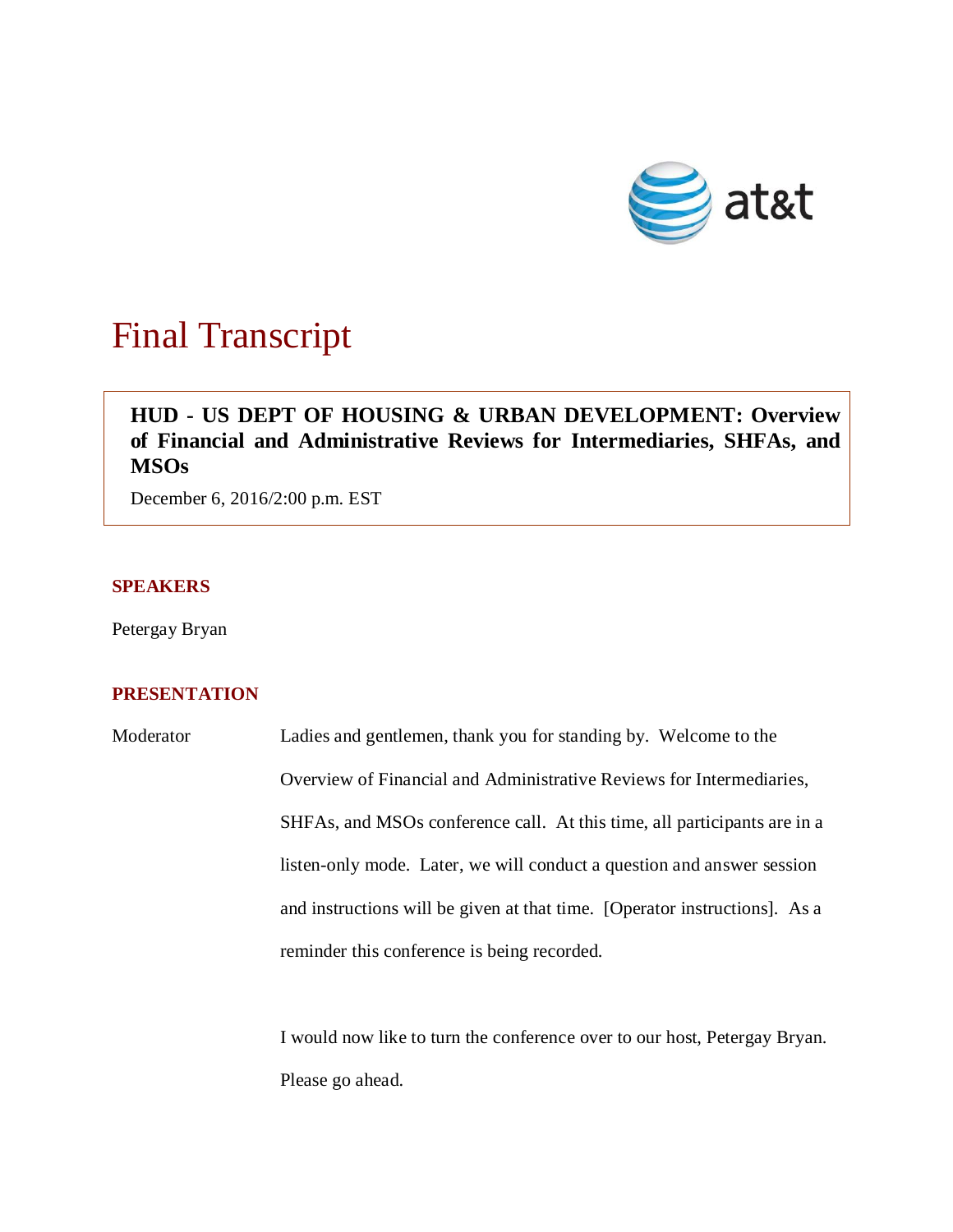# Final Transcript

**HUD - US DEPT OF HOUSING & URBAN DEVELOPMENT: Overview of Financial and Administrative Reviews for Intermediaries, SHFAs, and MSOs**

December 6, 2016/2:00 p.m. EST

## SPEAKERS

Petergay Bryan

## PRESENTATION

Moderator Ladies and gentlemen, thank you for standing by. Welcome to the Overview of Financial and Administrative Reviews for Intermediaries, SHFAs, and MSOs conference call. At this time, all participants are in a listen-only mode. Later, we will conduct a question and answer session and instructions will be given at that time. [Operator instructions]. As a reminder this conference is being recorded.

I would now like to turn the conference over to our host, Petergay Bryan. Please go ahead.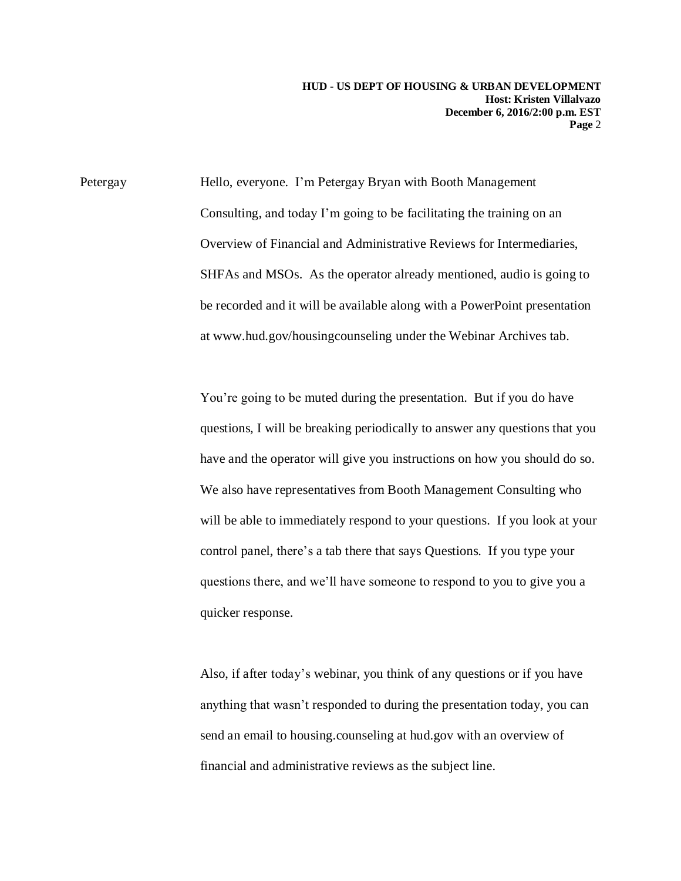Petergay

Hello, everyone. I'm Petergay Bryan with Booth Management Consulting, and today I'm going to be facilitating the training on an Overview of Financial and Administrative Reviews for Intermediaries, SHFAs and MSOs. As the operator already mentioned, audio is going to be recorded and it will be available along with a PowerPoint presentation at www.hud.gov/housingcounseling under the Webinar Archives tab.

You're going to be muted during the presentation. But if you do have questions, I will be breaking periodically to answer any questions that you have and the operator will give you instructions on how you should do so. We also have representatives from Booth Management Consulting who will be able to immediately respond to your questions. If you look at your control panel, there's a tab there that says Questions. If you type your questions there, and we'll have someone to respond to you to give you a quicker response.

Also, if after today's webinar, you think of any questions or if you have anything that wasn't responded to during the presentation today, you can send an email to housing.counseling at hud.gov with an overview of financial and administrative reviews as the subject line.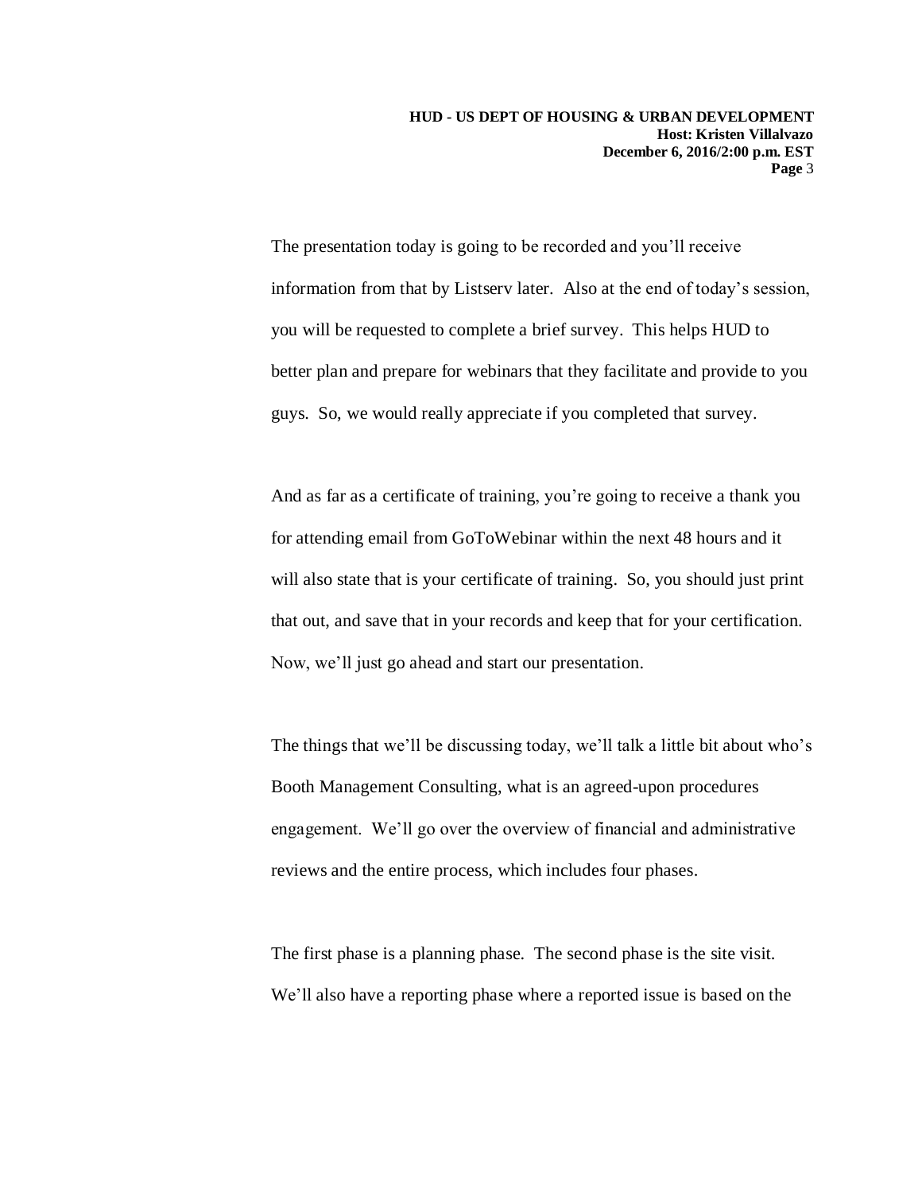The presentation today is going to be recorded and you'll receive information from that by Listserv later. Also at the end of today's session, you will be requested to complete a brief survey. This helps HUD to better plan and prepare for webinars that they facilitate and provide to you guys. So, we would really appreciate if you completed that survey.

And as far as a certificate of training, you're going to receive a thank you for attending email from GoToWebinar within the next 48 hours and it will also state that is your certificate of training. So, you should just print that out, and save that in your records and keep that for your certification. Now, we'll just go ahead and start our presentation.

The things that we'll be discussing today, we'll talk a little bit about who's Booth Management Consulting, what is an agreed-upon procedures engagement. We'll go over the overview of financial and administrative reviews and the entire process, which includes four phases.

The first phase is a planning phase. The second phase is the site visit. We'll also have a reporting phase where a reported issue is based on the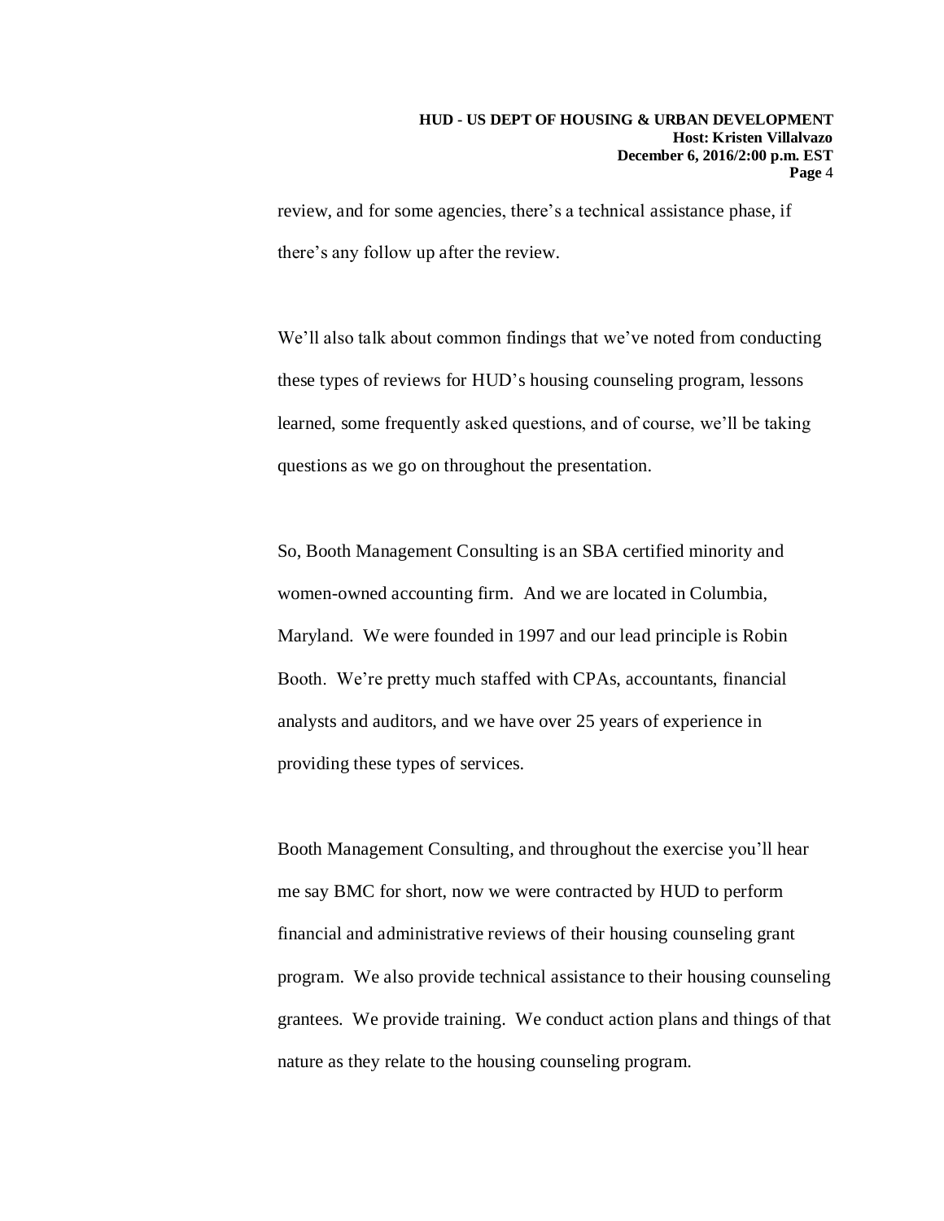review, and for some agencies, there's a technical assistance phase, if there's any follow up after the review.

We'll also talk about common findings that we've noted from conducting these types of reviews for HUD's housing counseling program, lessons learned, some frequently asked questions, and of course, we'll be taking questions as we go on throughout the presentation.

So, Booth Management Consulting is an SBA certified minority and women-owned accounting firm. And we are located in Columbia, Maryland. We were founded in 1997 and our lead principle is Robin Booth. We're pretty much staffed with CPAs, accountants, financial analysts and auditors, and we have over 25 years of experience in providing these types of services.

Booth Management Consulting, and throughout the exercise you'll hear me say BMC for short, now we were contracted by HUD to perform financial and administrative reviews of their housing counseling grant program. We also provide technical assistance to their housing counseling grantees. We provide training. We conduct action plans and things of that nature as they relate to the housing counseling program.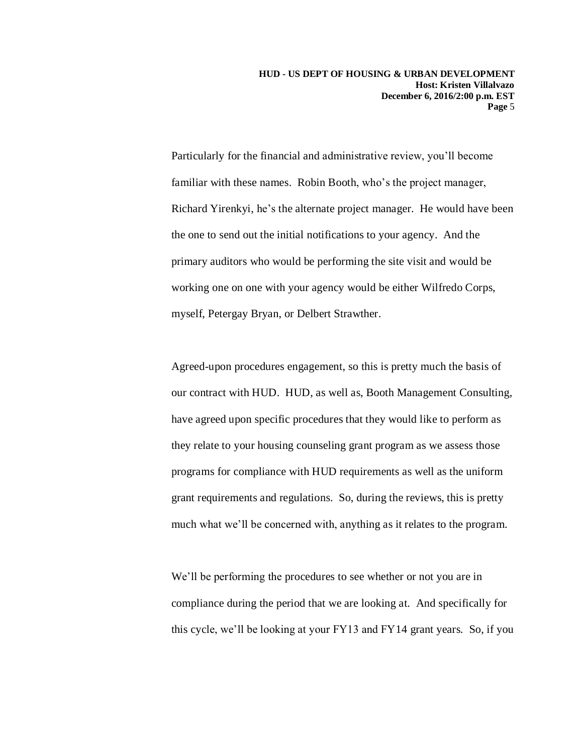Particularly for the financial and administrative review, you'll become familiar with these names. Robin Booth, who's the project manager, Richard Yirenkyi, he's the alternate project manager. He would have been the one to send out the initial notifications to your agency. And the primary auditors who would be performing the site visit and would be working one on one with your agency would be either Wilfredo Corps, myself, Petergay Bryan, or Delbert Strawther.

Agreed-upon procedures engagement, so this is pretty much the basis of our contract with HUD. HUD, as well as, Booth Management Consulting, have agreed upon specific procedures that they would like to perform as they relate to your housing counseling grant program as we assess those programs for compliance with HUD requirements as well as the uniform grant requirements and regulations. So, during the reviews, this is pretty much what we'll be concerned with, anything as it relates to the program.

We'll be performing the procedures to see whether or not you are in compliance during the period that we are looking at. And specifically for this cycle, we'll be looking at your FY13 and FY14 grant years. So, if you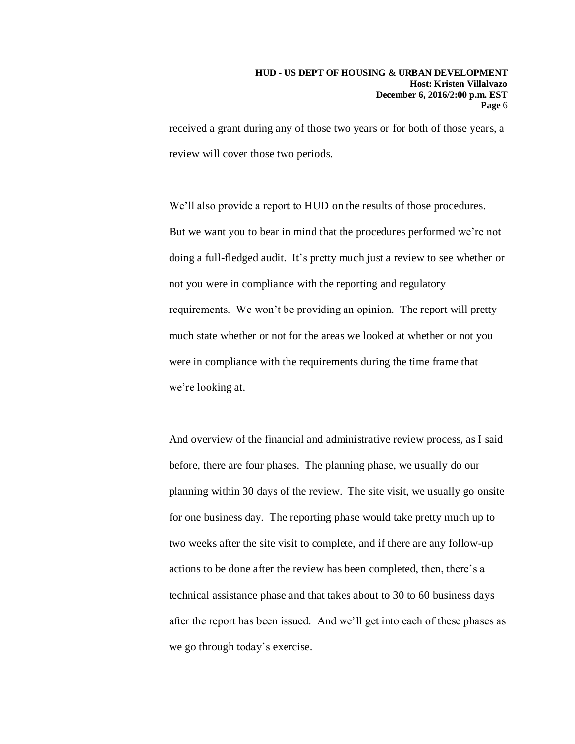received a grant during any of those two years or for both of those years, a review will cover those two periods.

We'll also provide a report to HUD on the results of those procedures. But we want you to bear in mind that the procedures performed we're not doing a full-fledged audit. It's pretty much just a review to see whether or not you were in compliance with the reporting and regulatory requirements. We won't be providing an opinion. The report will pretty much state whether or not for the areas we looked at whether or not you were in compliance with the requirements during the time frame that we're looking at.

And overview of the financial and administrative review process, as I said before, there are four phases. The planning phase, we usually do our planning within 30 days of the review. The site visit, we usually go onsite for one business day. The reporting phase would take pretty much up to two weeks after the site visit to complete, and if there are any follow-up actions to be done after the review has been completed, then, there's a technical assistance phase and that takes about to 30 to 60 business days after the report has been issued. And we'll get into each of these phases as we go through today's exercise.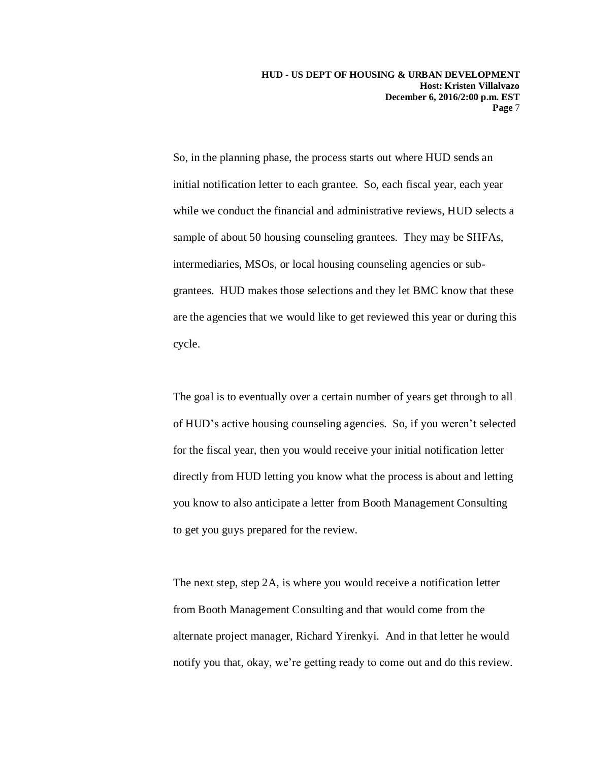So, in the planning phase, the process starts out where HUD sends an initial notification letter to each grantee. So, each fiscal year, each year while we conduct the financial and administrative reviews, HUD selects a sample of about 50 housing counseling grantees. They may be SHFAs, intermediaries, MSOs, or local housing counseling agencies or sub-grantees. HUD makes those selections and they let BMC know that these are the agencies that we would like to get reviewed this year or during this cycle.

The goal is to eventually over a certain number of years get through to all of HUD's active housing counseling agencies. So, if you weren't selected for the fiscal year, then you would receive your initial notification letter directly from HUD letting you know what the process is about and letting you know to also anticipate a letter from Booth Management Consulting to get you guys prepared for the review.

The next step, step 2A, is where you would receive a notification letter from Booth Management Consulting and that would come from the alternate project manager, Richard Yirenkyi. And in that letter he would notify you that, okay, we're getting ready to come out and do this review.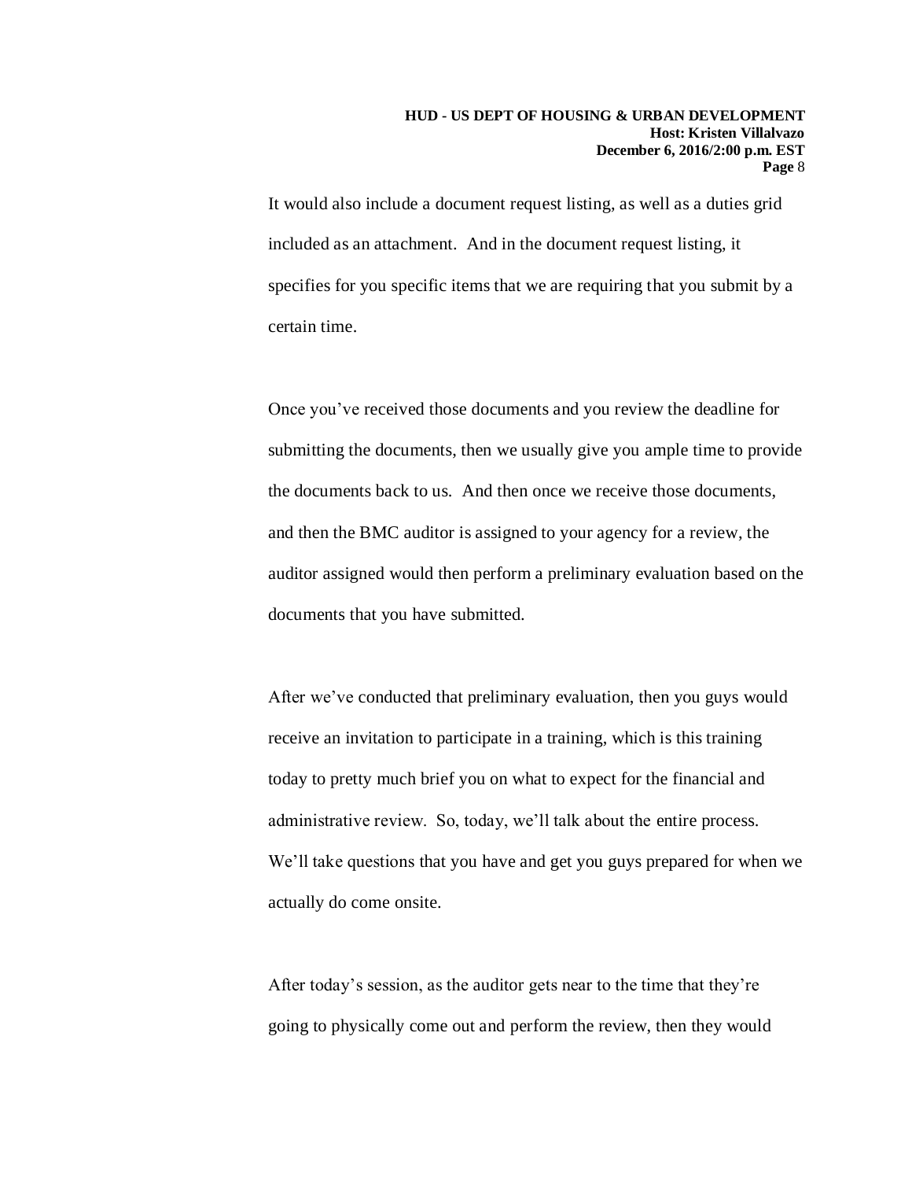It would also include a document request listing, as well as a duties grid included as an attachment. And in the document request listing, it specifies for you specific items that we are requiring that you submit by a certain time.

Once you've received those documents and you review the deadline for submitting the documents, then we usually give you ample time to provide the documents back to us. And then once we receive those documents, and then the BMC auditor is assigned to your agency for a review, the auditor assigned would then perform a preliminary evaluation based on the documents that you have submitted.

After we've conducted that preliminary evaluation, then you guys would receive an invitation to participate in a training, which is this training today to pretty much brief you on what to expect for the financial and administrative review. So, today, we'll talk about the entire process. We'll take questions that you have and get you guys prepared for when we actually do come onsite.

After today's session, as the auditor gets near to the time that they're going to physically come out and perform the review, then they would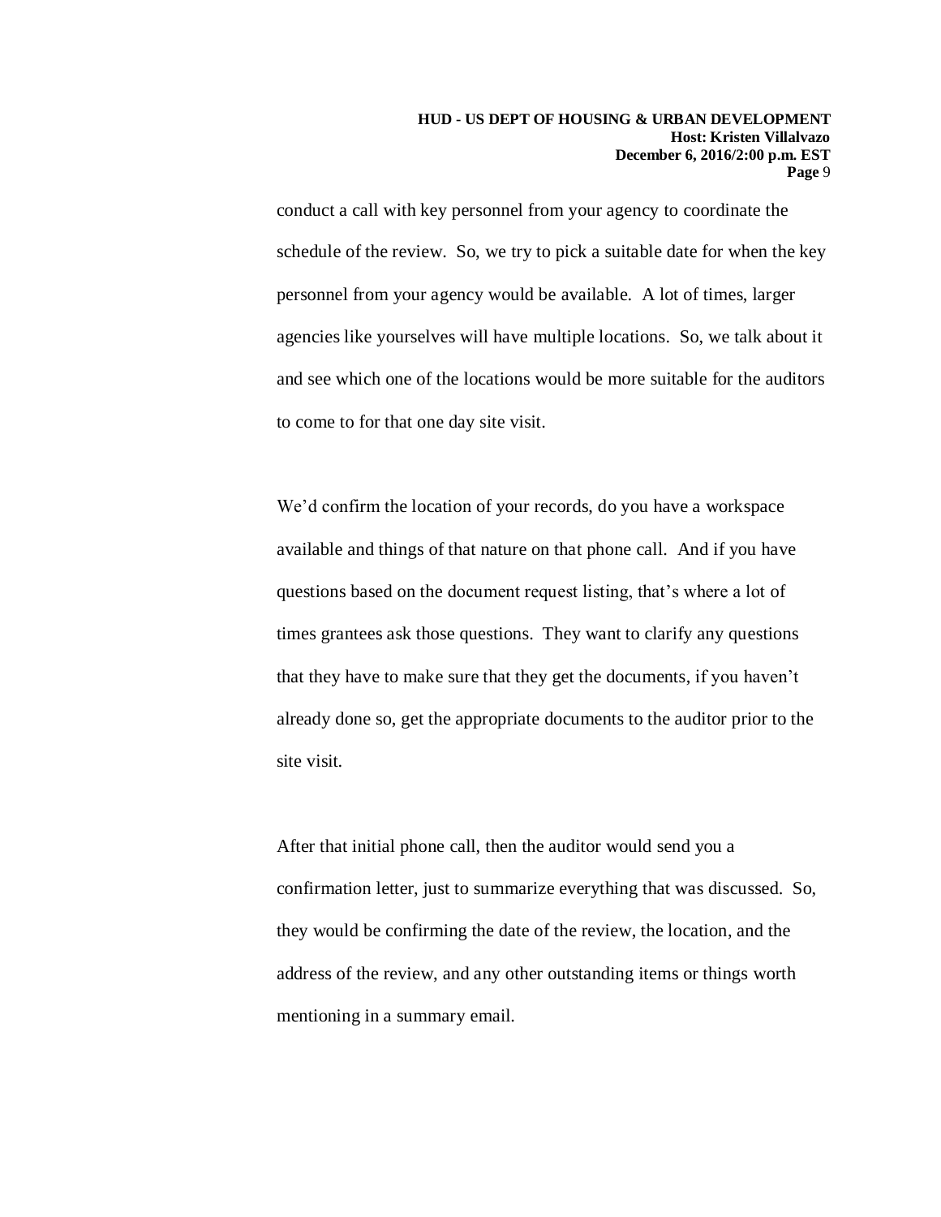conduct a call with key personnel from your agency to coordinate the schedule of the review. So, we try to pick a suitable date for when the key personnel from your agency would be available. A lot of times, larger agencies like yourselves will have multiple locations. So, we talk about it and see which one of the locations would be more suitable for the auditors to come to for that one day site visit.

We'd confirm the location of your records, do you have a workspace available and things of that nature on that phone call. And if you have questions based on the document request listing, that's where a lot of times grantees ask those questions. They want to clarify any questions that they have to make sure that they get the documents, if you haven't already done so, get the appropriate documents to the auditor prior to the site visit.

After that initial phone call, then the auditor would send you a confirmation letter, just to summarize everything that was discussed. So, they would be confirming the date of the review, the location, and the address of the review, and any other outstanding items or things worth mentioning in a summary email.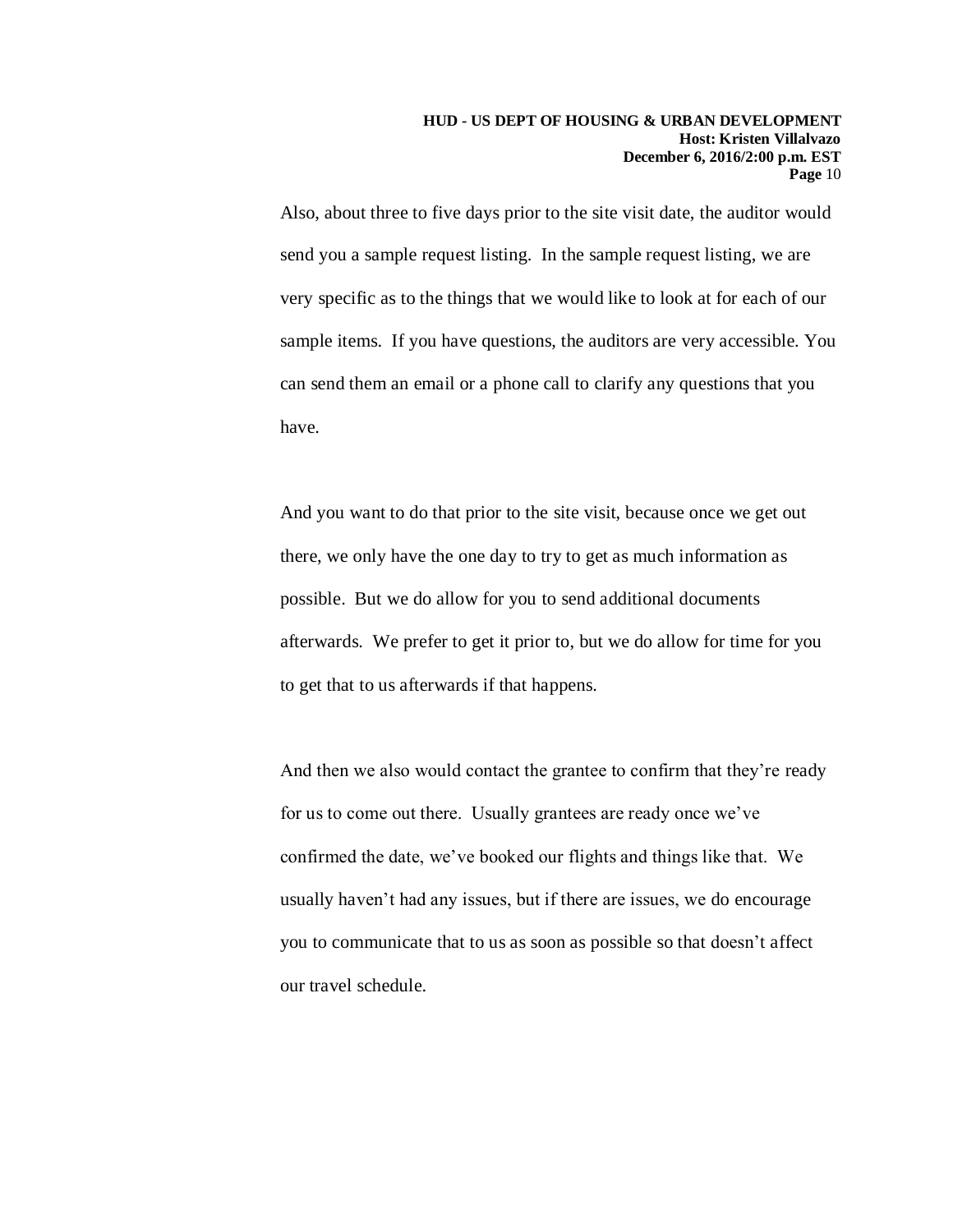Also, about three to five days prior to the site visit date, the auditor would send you a sample request listing. In the sample request listing, we are very specific as to the things that we would like to look at for each of our sample items. If you have questions, the auditors are very accessible. You can send them an email or a phone call to clarify any questions that you have.

And you want to do that prior to the site visit, because once we get out there, we only have the one day to try to get as much information as possible. But we do allow for you to send additional documents afterwards. We prefer to get it prior to, but we do allow for time for you to get that to us afterwards if that happens.

And then we also would contact the grantee to confirm that they're ready for us to come out there. Usually grantees are ready once we've confirmed the date, we've booked our flights and things like that. We usually haven't had any issues, but if there are issues, we do encourage you to communicate that to us as soon as possible so that doesn't affect our travel schedule.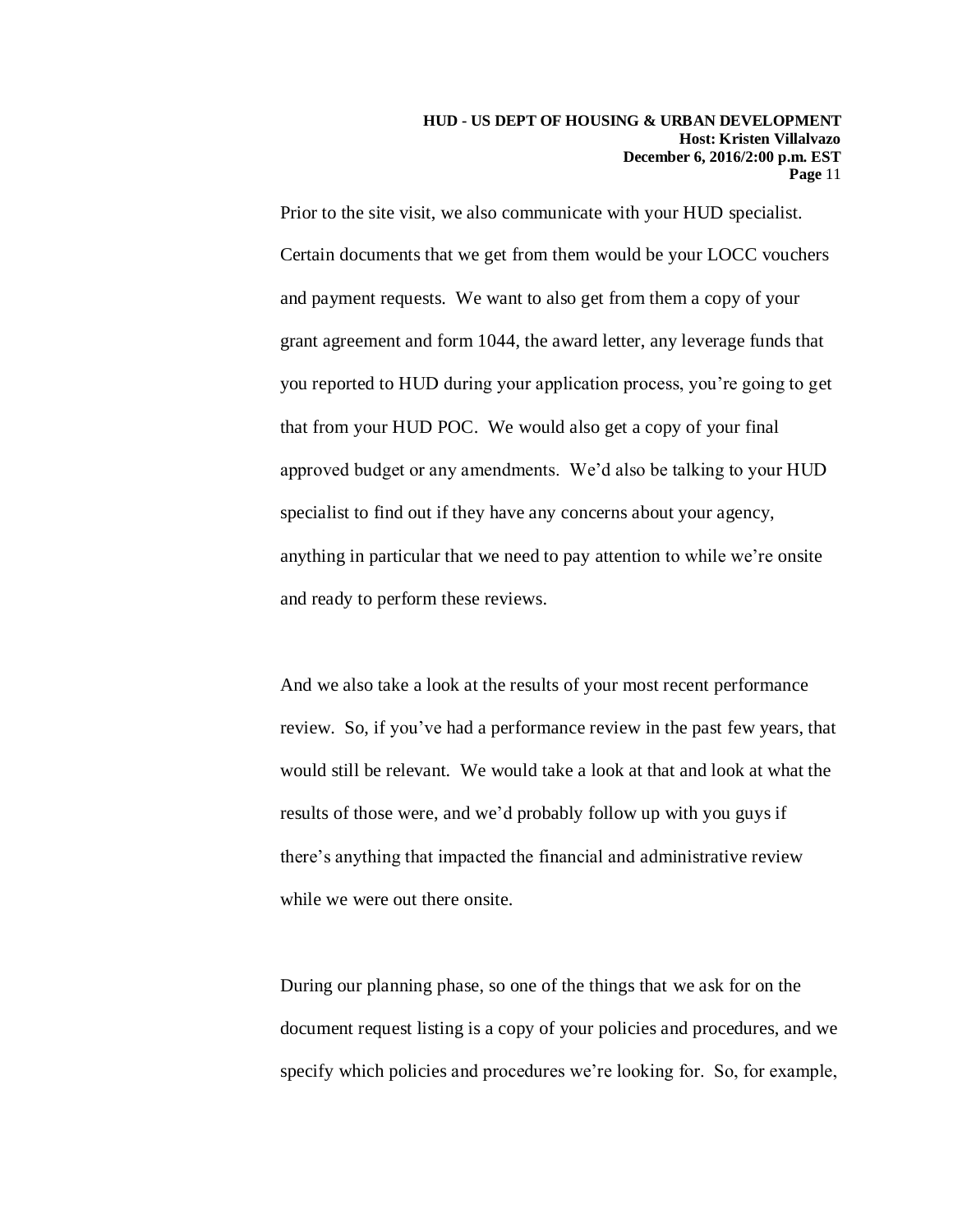Prior to the site visit, we also communicate with your HUD specialist. Certain documents that we get from them would be your LOCC vouchers and payment requests. We want to also get from them a copy of your grant agreement and form 1044, the award letter, any leverage funds that you reported to HUD during your application process, you're going to get that from your HUD POC. We would also get a copy of your final approved budget or any amendments. We'd also be talking to your HUD specialist to find out if they have any concerns about your agency, anything in particular that we need to pay attention to while we're onsite and ready to perform these reviews.

And we also take a look at the results of your most recent performance review. So, if you've had a performance review in the past few years, that would still be relevant. We would take a look at that and look at what the results of those were, and we'd probably follow up with you guys if there's anything that impacted the financial and administrative review while we were out there onsite.

During our planning phase, so one of the things that we ask for on the document request listing is a copy of your policies and procedures, and we specify which policies and procedures we're looking for. So, for example,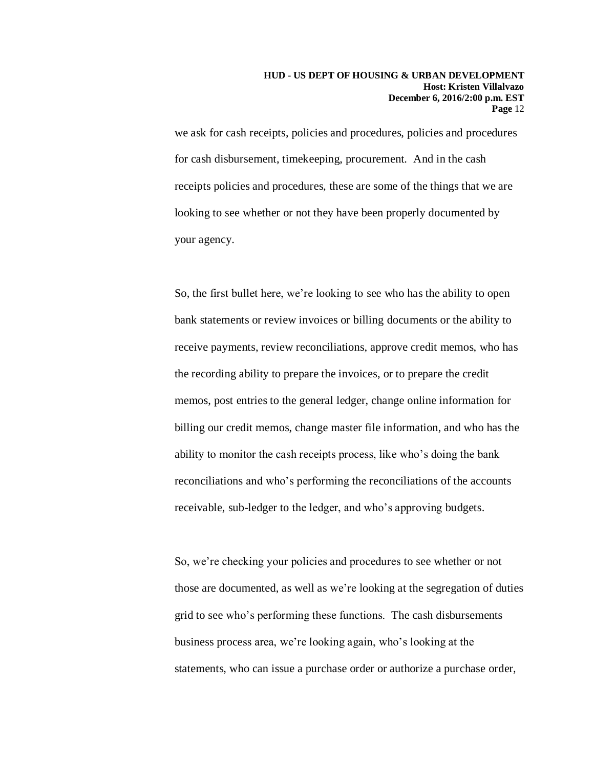we ask for cash receipts, policies and procedures, policies and procedures for cash disbursement, timekeeping, procurement. And in the cash receipts policies and procedures, these are some of the things that we are looking to see whether or not they have been properly documented by your agency.

So, the first bullet here, we're looking to see who has the ability to open bank statements or review invoices or billing documents or the ability to receive payments, review reconciliations, approve credit memos, who has the recording ability to prepare the invoices, or to prepare the credit memos, post entries to the general ledger, change online information for billing our credit memos, change master file information, and who has the ability to monitor the cash receipts process, like who's doing the bank reconciliations and who's performing the reconciliations of the accounts receivable, sub-ledger to the ledger, and who's approving budgets.

So, we're checking your policies and procedures to see whether or not those are documented, as well as we're looking at the segregation of duties grid to see who's performing these functions. The cash disbursements business process area, we're looking again, who's looking at the statements, who can issue a purchase order or authorize a purchase order,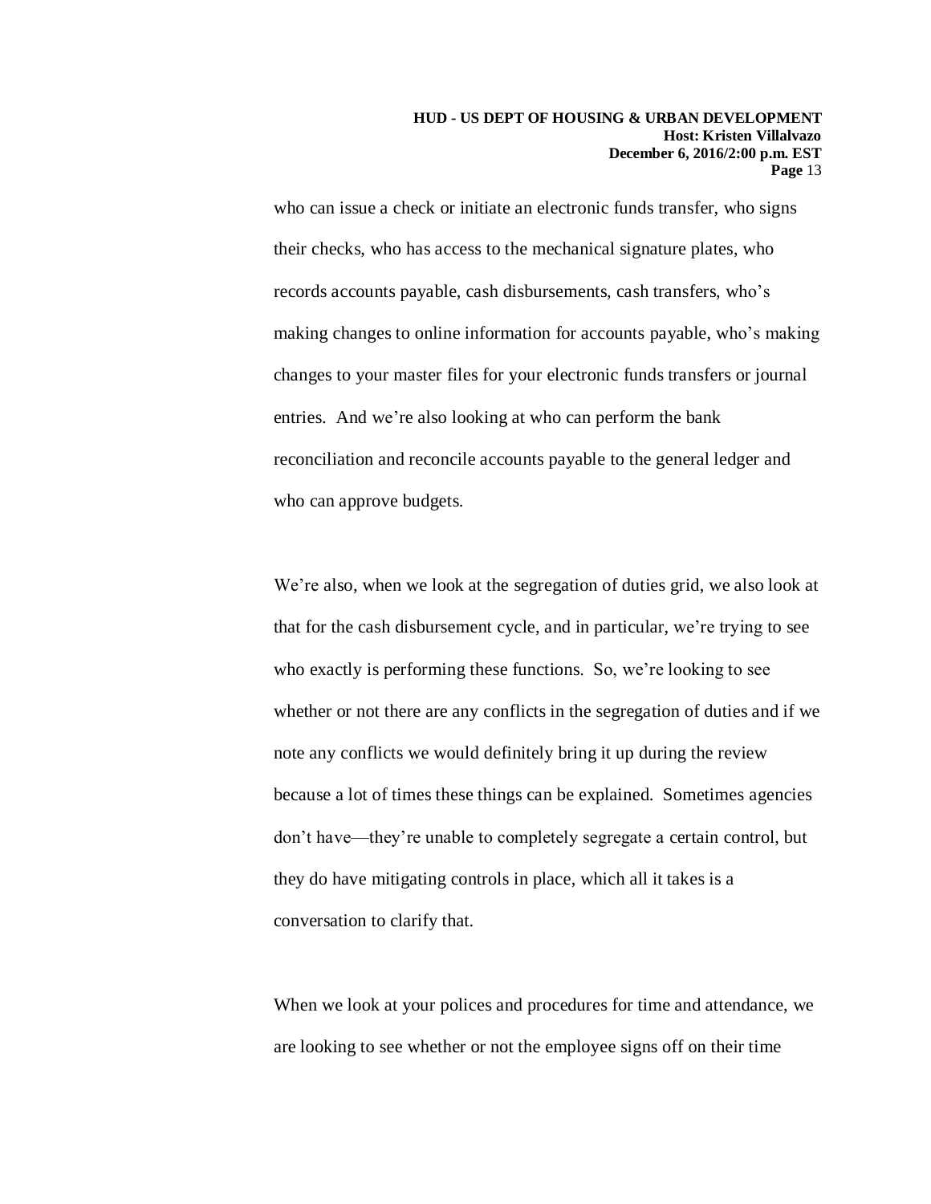who can issue a check or initiate an electronic funds transfer, who signs their checks, who has access to the mechanical signature plates, who records accounts payable, cash disbursements, cash transfers, who's making changes to online information for accounts payable, who's making changes to your master files for your electronic funds transfers or journal entries. And we're also looking at who can perform the bank reconciliation and reconcile accounts payable to the general ledger and who can approve budgets.

We're also, when we look at the segregation of duties grid, we also look at that for the cash disbursement cycle, and in particular, we're trying to see who exactly is performing these functions. So, we're looking to see whether or not there are any conflicts in the segregation of duties and if we note any conflicts we would definitely bring it up during the review because a lot of times these things can be explained. Sometimes agencies don't have—they're unable to completely segregate a certain control, but they do have mitigating controls in place, which all it takes is a conversation to clarify that.

When we look at your polices and procedures for time and attendance, we are looking to see whether or not the employee signs off on their time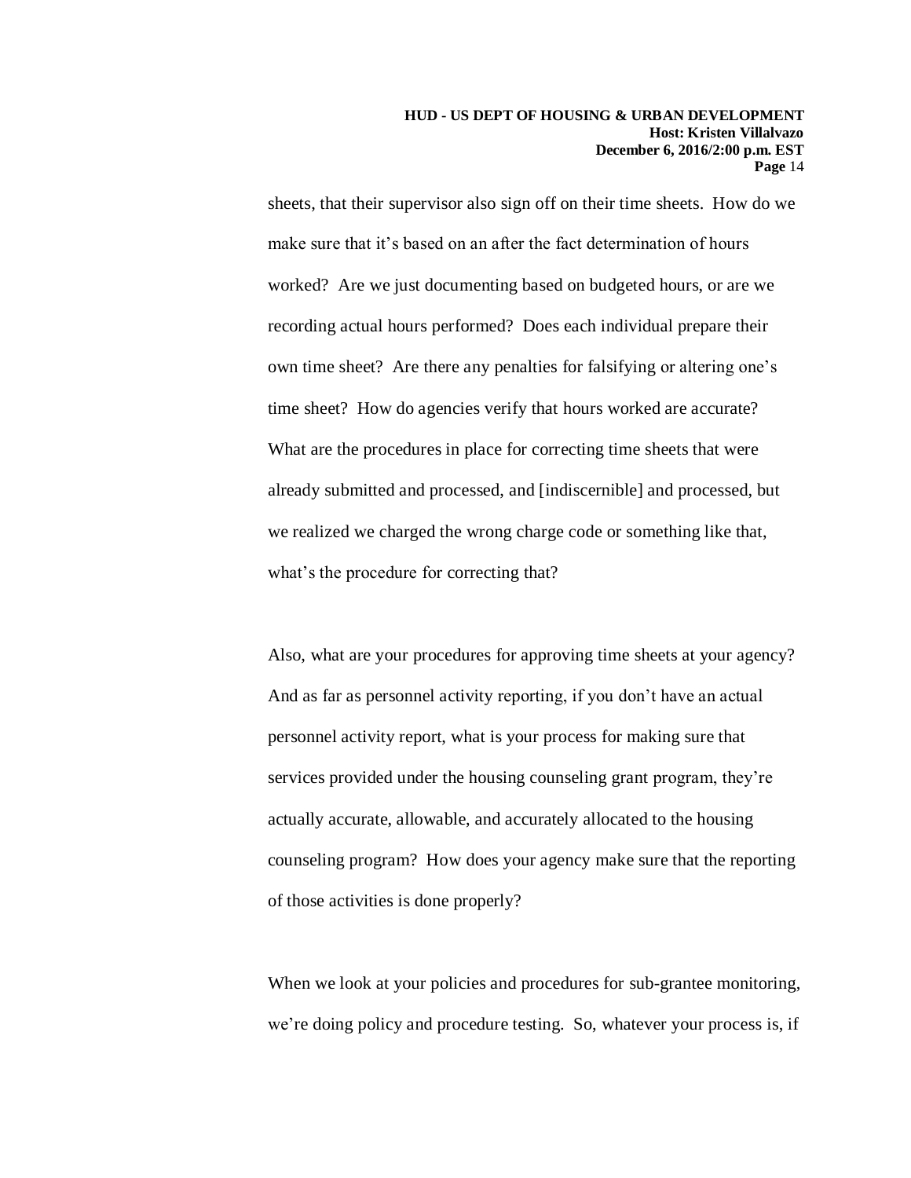sheets, that their supervisor also sign off on their time sheets. How do we make sure that it's based on an after the fact determination of hours worked? Are we just documenting based on budgeted hours, or are we recording actual hours performed? Does each individual prepare their own time sheet? Are there any penalties for falsifying or altering one's time sheet? How do agencies verify that hours worked are accurate? What are the procedures in place for correcting time sheets that were already submitted and processed, and [indiscernible] and processed, but we realized we charged the wrong charge code or something like that, what's the procedure for correcting that?

Also, what are your procedures for approving time sheets at your agency? And as far as personnel activity reporting, if you don't have an actual personnel activity report, what is your process for making sure that services provided under the housing counseling grant program, they're actually accurate, allowable, and accurately allocated to the housing counseling program? How does your agency make sure that the reporting of those activities is done properly?

When we look at your policies and procedures for sub-grantee monitoring, we're doing policy and procedure testing. So, whatever your process is, if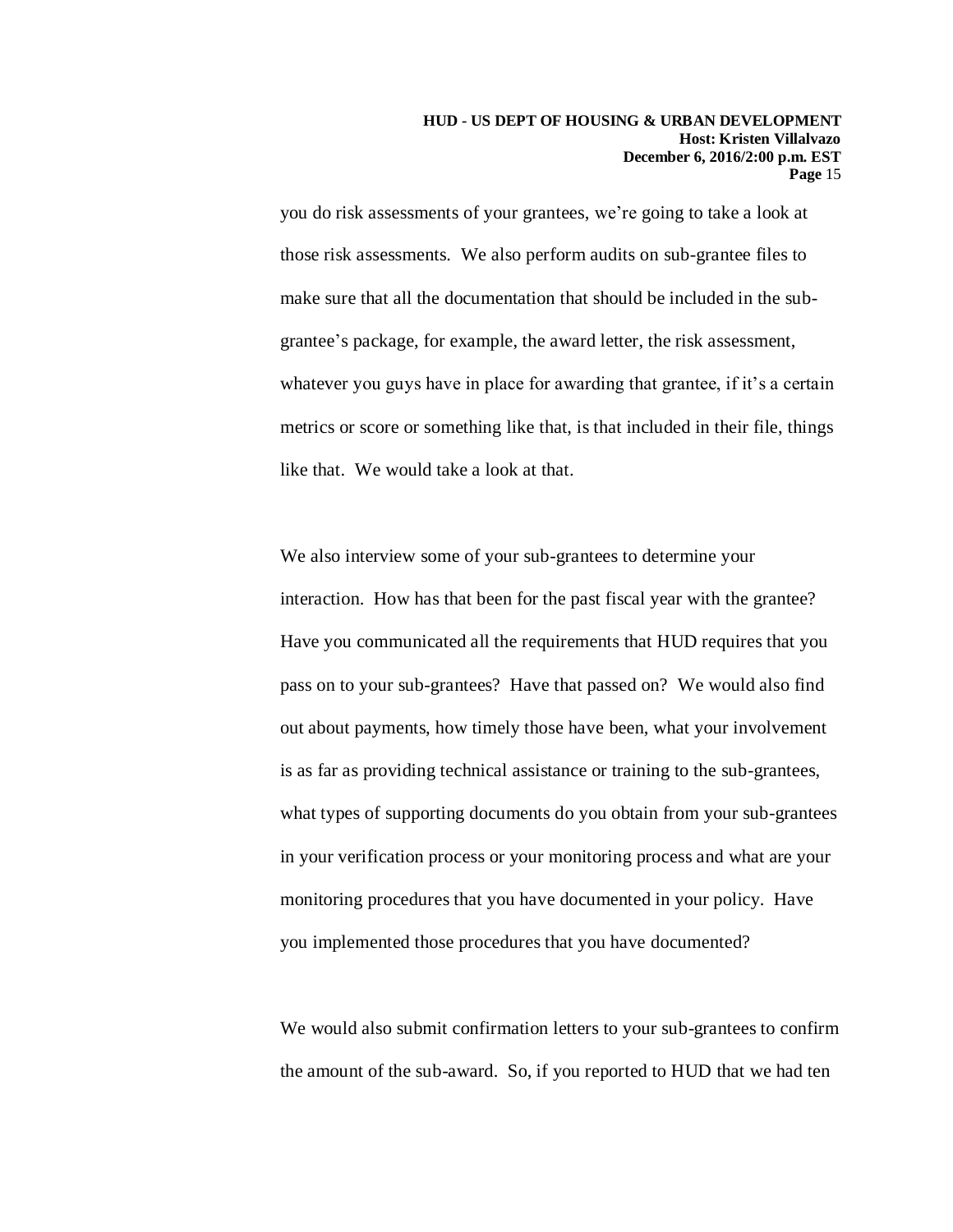you do risk assessments of your grantees, we're going to take a look at those risk assessments. We also perform audits on sub-grantee files to make sure that all the documentation that should be included in the sub-grantee's package, for example, the award letter, the risk assessment, whatever you guys have in place for awarding that grantee, if it's a certain metrics or score or something like that, is that included in their file, things like that. We would take a look at that.

We also interview some of your sub-grantees to determine your interaction. How has that been for the past fiscal year with the grantee? Have you communicated all the requirements that HUD requires that you pass on to your sub-grantees? Have that passed on? We would also find out about payments, how timely those have been, what your involvement is as far as providing technical assistance or training to the sub-grantees, what types of supporting documents do you obtain from your sub-grantees in your verification process or your monitoring process and what are your monitoring procedures that you have documented in your policy. Have you implemented those procedures that you have documented?

We would also submit confirmation letters to your sub-grantees to confirm the amount of the sub-award. So, if you reported to HUD that we had ten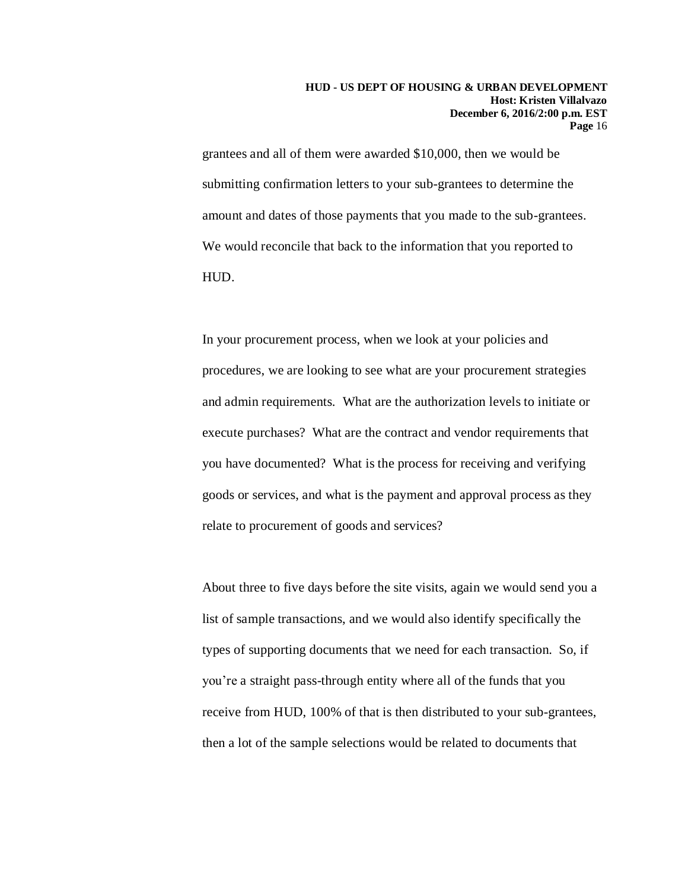grantees and all of them were awarded $10,000, then we would be submitting confirmation letters to your sub-grantees to determine the amount and dates of those payments that you made to the sub-grantees. We would reconcile that back to the information that you reported to HUD.

In your procurement process, when we look at your policies and procedures, we are looking to see what are your procurement strategies and admin requirements. What are the authorization levels to initiate or execute purchases? What are the contract and vendor requirements that you have documented? What is the process for receiving and verifying goods or services, and what is the payment and approval process as they relate to procurement of goods and services?

About three to five days before the site visits, again we would send you a list of sample transactions, and we would also identify specifically the types of supporting documents that we need for each transaction. So, if you're a straight pass-through entity where all of the funds that you receive from HUD, 100% of that is then distributed to your sub-grantees, then a lot of the sample selections would be related to documents that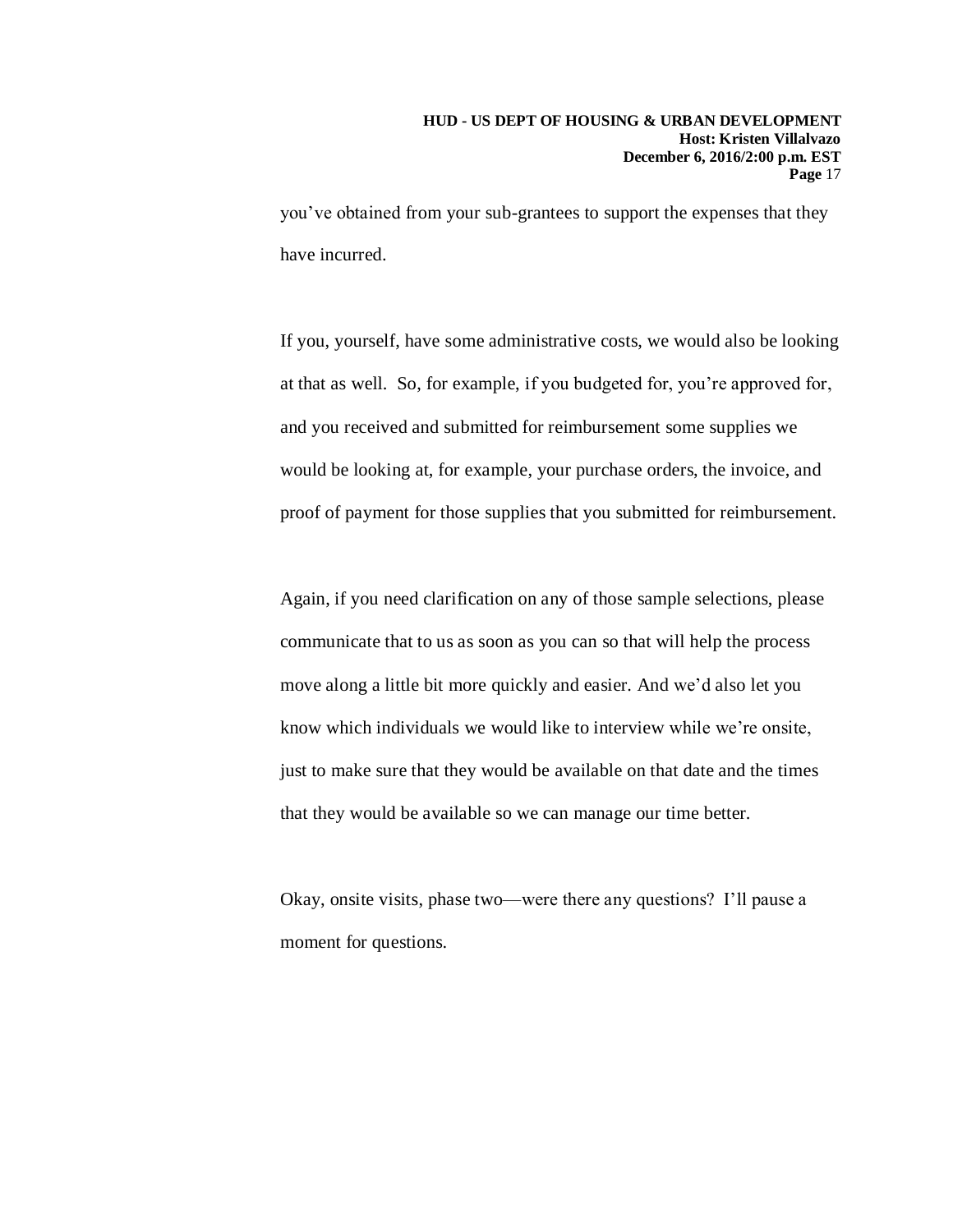you've obtained from your sub-grantees to support the expenses that they have incurred.

If you, yourself, have some administrative costs, we would also be looking at that as well. So, for example, if you budgeted for, you're approved for, and you received and submitted for reimbursement some supplies we would be looking at, for example, your purchase orders, the invoice, and proof of payment for those supplies that you submitted for reimbursement.

Again, if you need clarification on any of those sample selections, please communicate that to us as soon as you can so that will help the process move along a little bit more quickly and easier. And we'd also let you know which individuals we would like to interview while we're onsite, just to make sure that they would be available on that date and the times that they would be available so we can manage our time better.

Okay, onsite visits, phase two—were there any questions? I'll pause a moment for questions.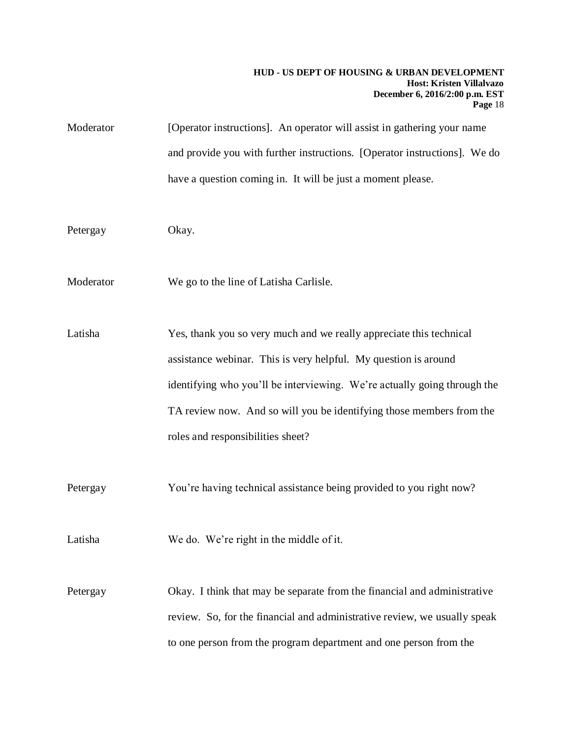Moderator [Operator instructions]. An operator will assist in gathering your name and provide you with further instructions. [Operator instructions]. We do have a question coming in. It will be just a moment please.

Petergay Okay.

Moderator We go to the line of Latisha Carlisle.

Latisha Yes, thank you so very much and we really appreciate this technical assistance webinar. This is very helpful. My question is around identifying who you'll be interviewing. We're actually going through the TA review now. And so will you be identifying those members from the roles and responsibilities sheet?

Petergay You're having technical assistance being provided to you right now?

Latisha We do. We're right in the middle of it.

Petergay Okay. I think that may be separate from the financial and administrative review. So, for the financial and administrative review, we usually speak to one person from the program department and one person from the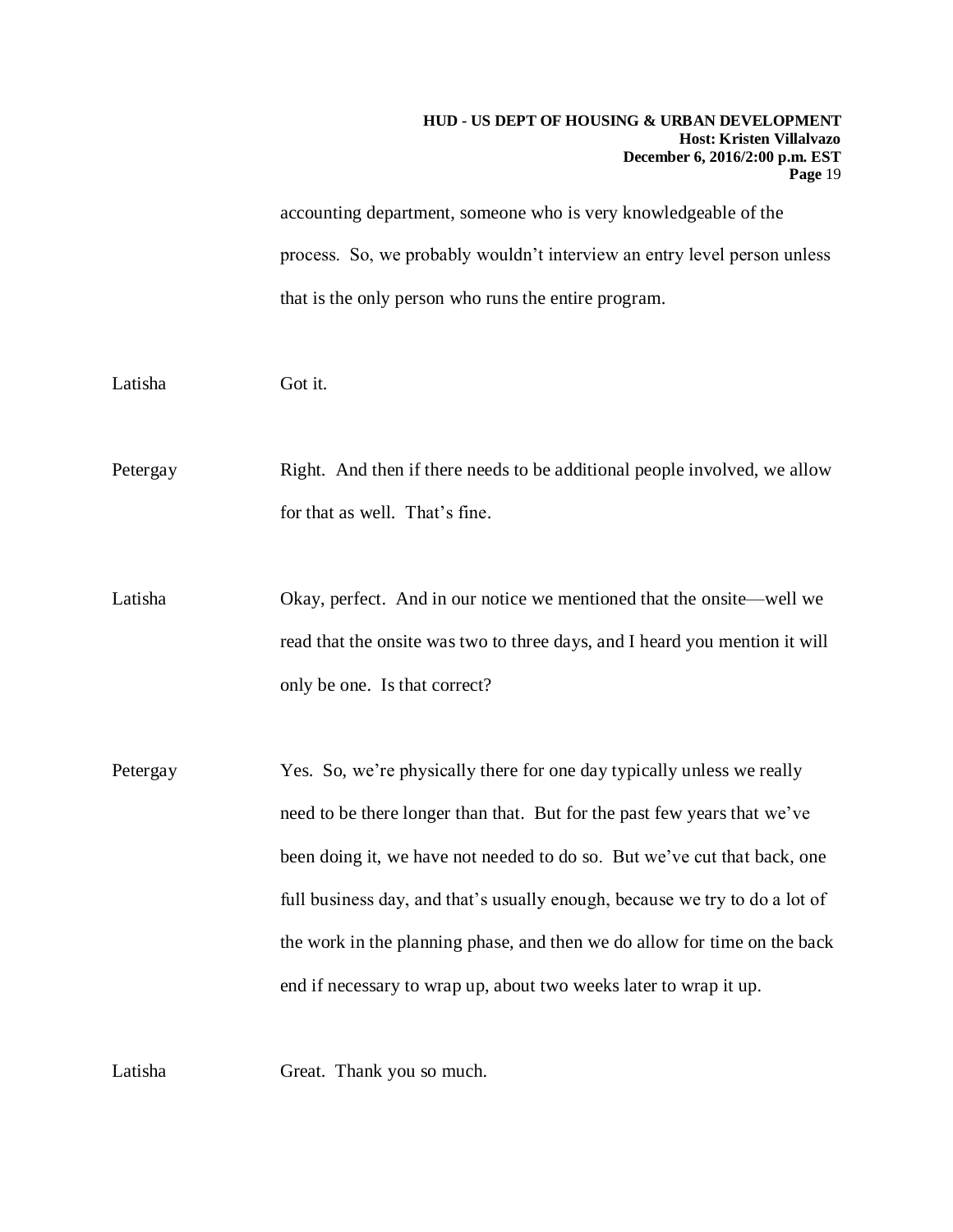accounting department, someone who is very knowledgeable of the process. So, we probably wouldn't interview an entry level person unless that is the only person who runs the entire program.

Latisha: Got it.

Petergay: Right. And then if there needs to be additional people involved, we allow for that as well. That's fine.

Latisha: Okay, perfect. And in our notice we mentioned that the onsite—well we read that the onsite was two to three days, and I heard you mention it will only be one. Is that correct?

Petergay: Yes. So, we're physically there for one day typically unless we really need to be there longer than that. But for the past few years that we've been doing it, we have not needed to do so. But we've cut that back, one full business day, and that's usually enough, because we try to do a lot of the work in the planning phase, and then we do allow for time on the back end if necessary to wrap up, about two weeks later to wrap it up.

Latisha: Great. Thank you so much.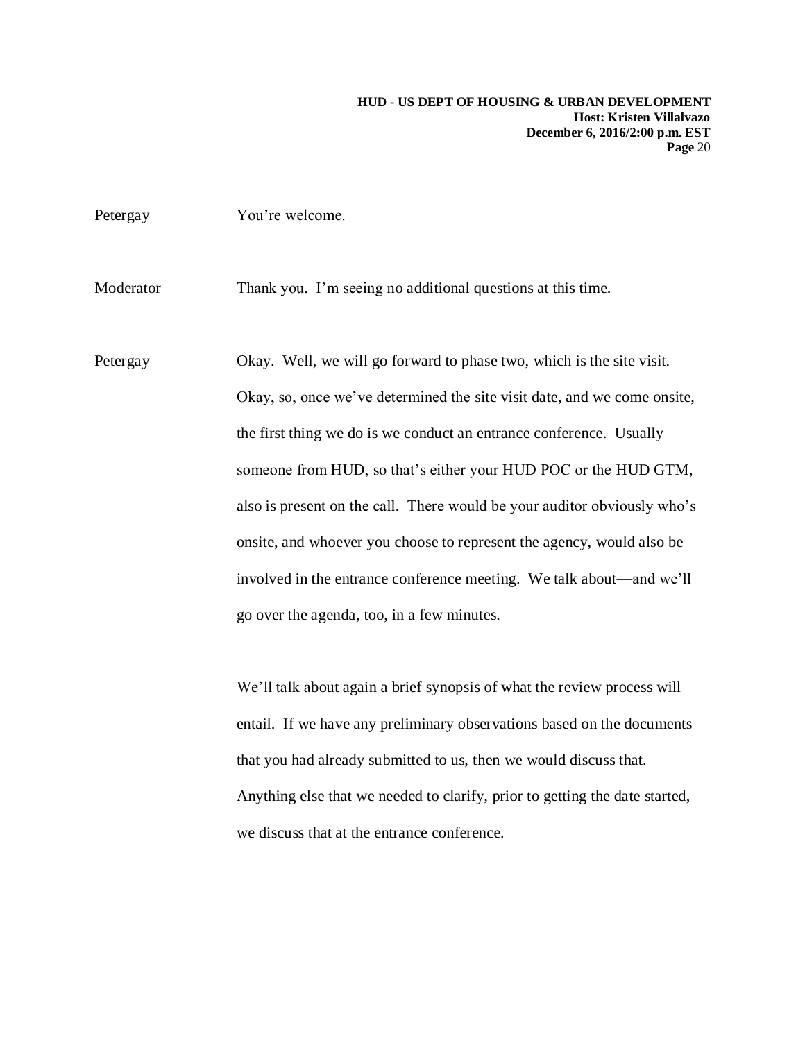Petergay You're welcome.

Moderator Thank you. I'm seeing no additional questions at this time.

Petergay Okay. Well, we will go forward to phase two, which is the site visit. Okay, so, once we've determined the site visit date, and we come onsite, the first thing we do is we conduct an entrance conference. Usually someone from HUD, so that's either your HUD POC or the HUD GTM, also is present on the call. There would be your auditor obviously who's onsite, and whoever you choose to represent the agency, would also be involved in the entrance conference meeting. We talk about—and we'll go over the agenda, too, in a few minutes.

We'll talk about again a brief synopsis of what the review process will entail. If we have any preliminary observations based on the documents that you had already submitted to us, then we would discuss that. Anything else that we needed to clarify, prior to getting the date started, we discuss that at the entrance conference.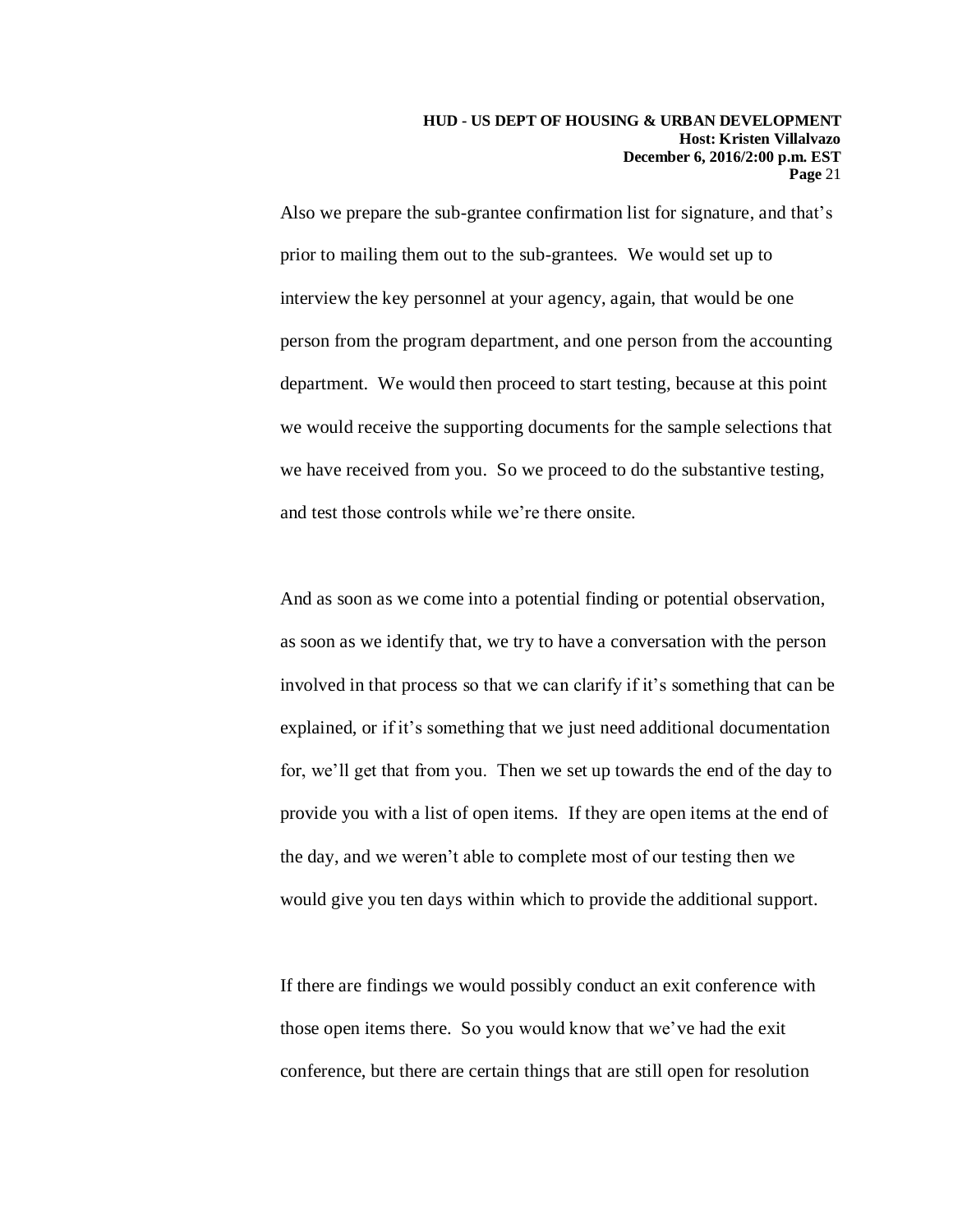Also we prepare the sub-grantee confirmation list for signature, and that's prior to mailing them out to the sub-grantees. We would set up to interview the key personnel at your agency, again, that would be one person from the program department, and one person from the accounting department. We would then proceed to start testing, because at this point we would receive the supporting documents for the sample selections that we have received from you. So we proceed to do the substantive testing, and test those controls while we're there onsite.

And as soon as we come into a potential finding or potential observation, as soon as we identify that, we try to have a conversation with the person involved in that process so that we can clarify if it's something that can be explained, or if it's something that we just need additional documentation for, we'll get that from you. Then we set up towards the end of the day to provide you with a list of open items. If they are open items at the end of the day, and we weren't able to complete most of our testing then we would give you ten days within which to provide the additional support.

If there are findings we would possibly conduct an exit conference with those open items there. So you would know that we've had the exit conference, but there are certain things that are still open for resolution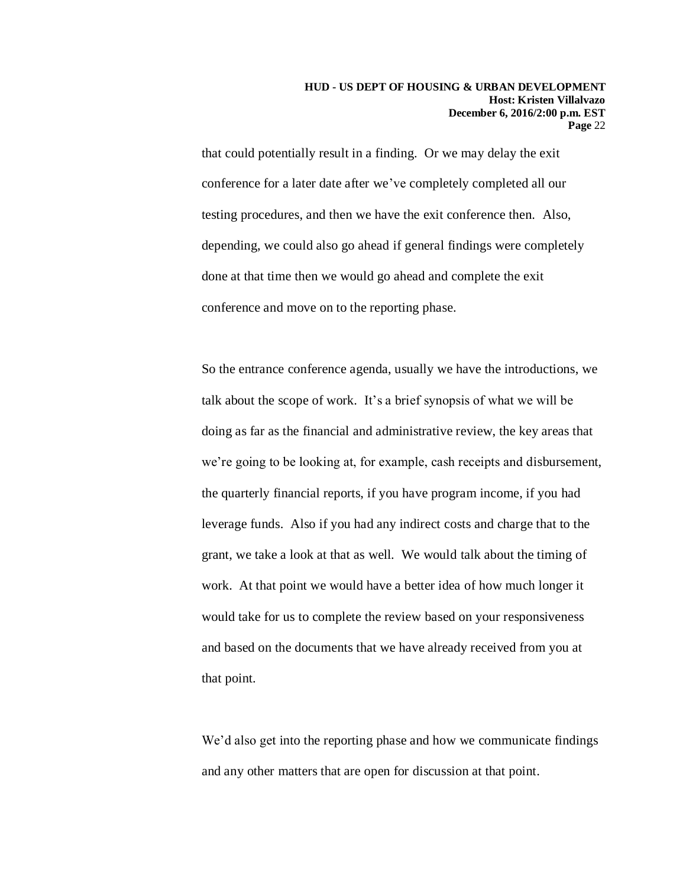that could potentially result in a finding. Or we may delay the exit conference for a later date after we've completely completed all our testing procedures, and then we have the exit conference then. Also, depending, we could also go ahead if general findings were completely done at that time then we would go ahead and complete the exit conference and move on to the reporting phase.

So the entrance conference agenda, usually we have the introductions, we talk about the scope of work. It's a brief synopsis of what we will be doing as far as the financial and administrative review, the key areas that we're going to be looking at, for example, cash receipts and disbursement, the quarterly financial reports, if you have program income, if you had leverage funds. Also if you had any indirect costs and charge that to the grant, we take a look at that as well. We would talk about the timing of work. At that point we would have a better idea of how much longer it would take for us to complete the review based on your responsiveness and based on the documents that we have already received from you at that point.

We'd also get into the reporting phase and how we communicate findings and any other matters that are open for discussion at that point.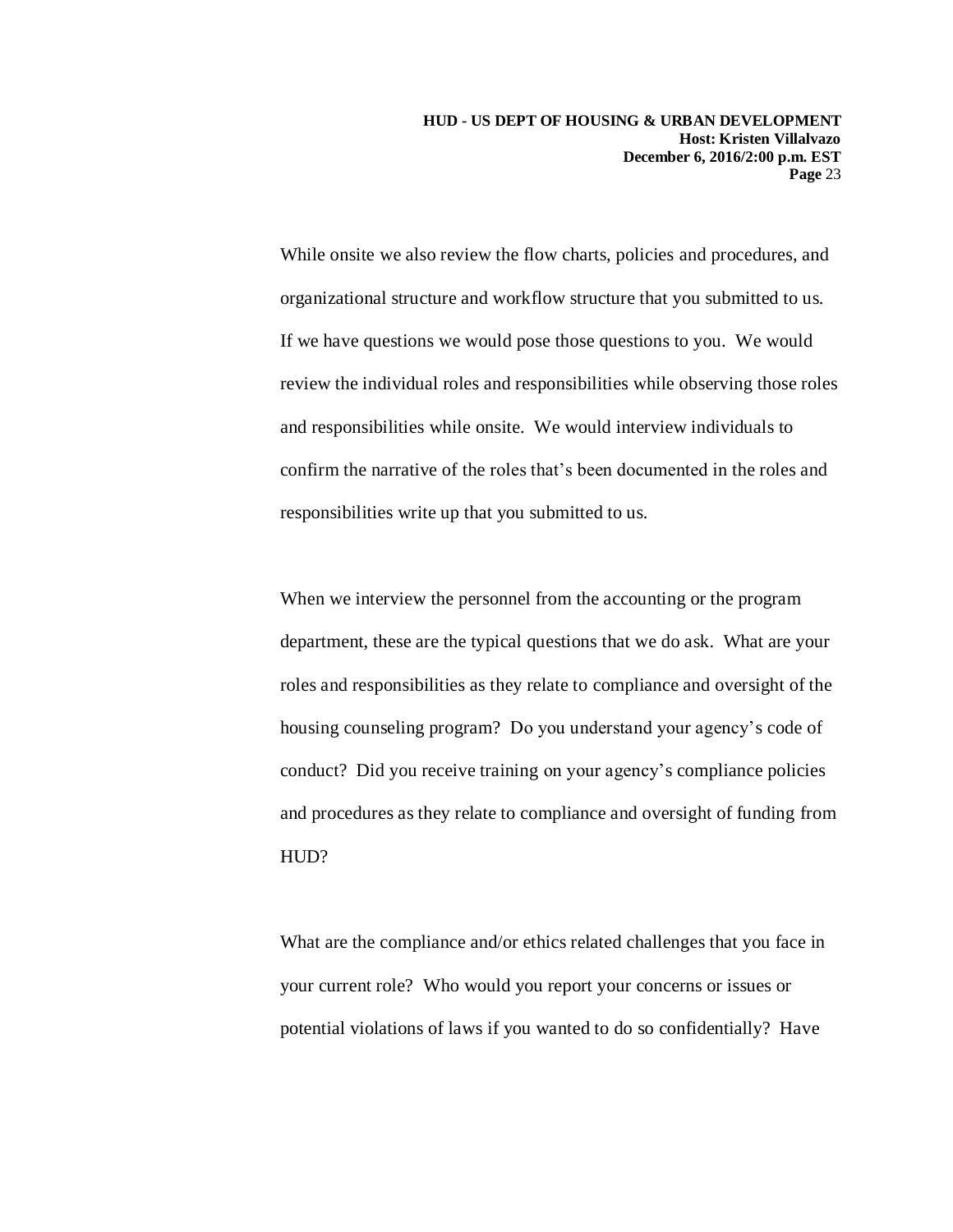While onsite we also review the flow charts, policies and procedures, and organizational structure and workflow structure that you submitted to us. If we have questions we would pose those questions to you. We would review the individual roles and responsibilities while observing those roles and responsibilities while onsite. We would interview individuals to confirm the narrative of the roles that's been documented in the roles and responsibilities write up that you submitted to us.

When we interview the personnel from the accounting or the program department, these are the typical questions that we do ask. What are your roles and responsibilities as they relate to compliance and oversight of the housing counseling program? Do you understand your agency's code of conduct? Did you receive training on your agency's compliance policies and procedures as they relate to compliance and oversight of funding from HUD?

What are the compliance and/or ethics related challenges that you face in your current role? Who would you report your concerns or issues or potential violations of laws if you wanted to do so confidentially? Have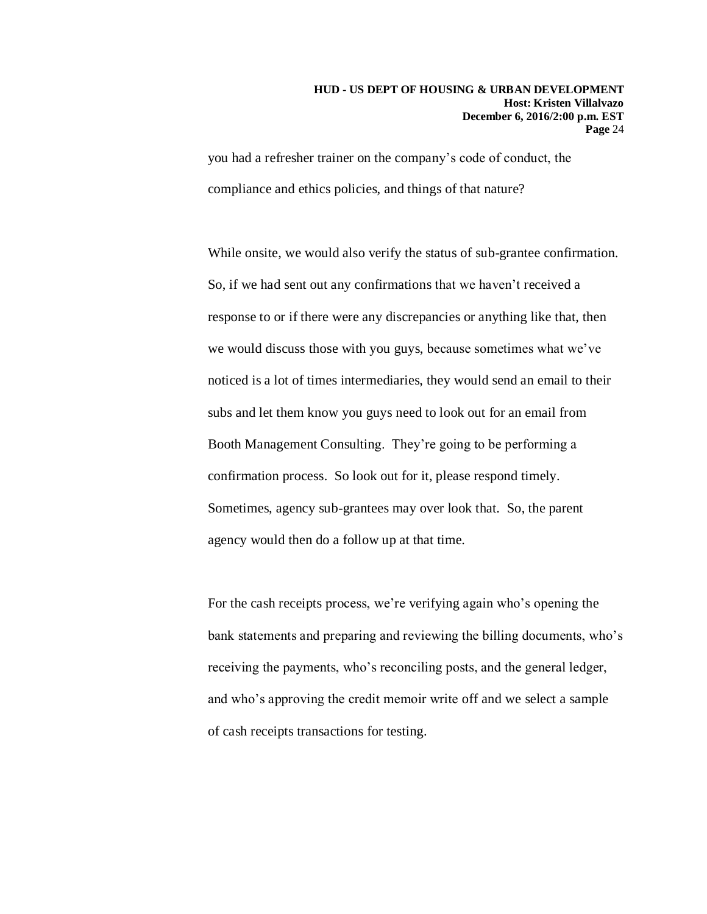you had a refresher trainer on the company's code of conduct, the compliance and ethics policies, and things of that nature?

While onsite, we would also verify the status of sub-grantee confirmation. So, if we had sent out any confirmations that we haven't received a response to or if there were any discrepancies or anything like that, then we would discuss those with you guys, because sometimes what we've noticed is a lot of times intermediaries, they would send an email to their subs and let them know you guys need to look out for an email from Booth Management Consulting. They're going to be performing a confirmation process. So look out for it, please respond timely. Sometimes, agency sub-grantees may over look that. So, the parent agency would then do a follow up at that time.

For the cash receipts process, we're verifying again who's opening the bank statements and preparing and reviewing the billing documents, who's receiving the payments, who's reconciling posts, and the general ledger, and who's approving the credit memoir write off and we select a sample of cash receipts transactions for testing.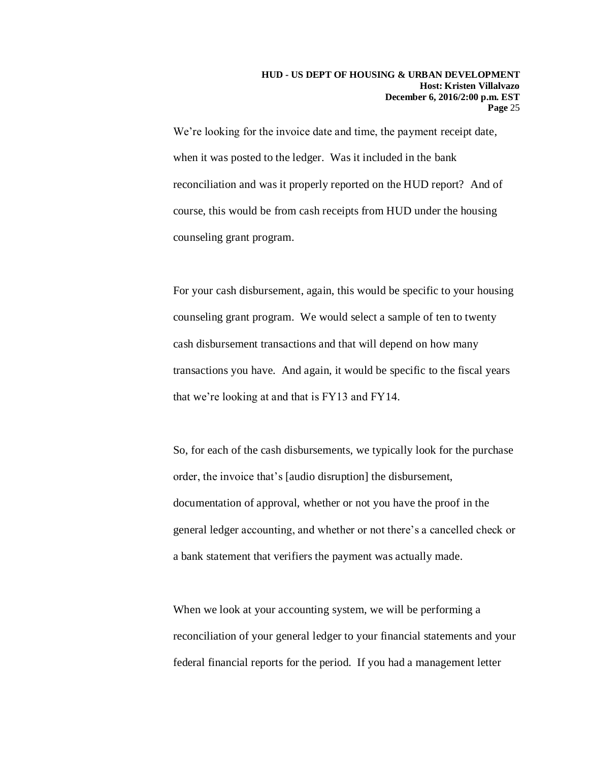We're looking for the invoice date and time, the payment receipt date, when it was posted to the ledger. Was it included in the bank reconciliation and was it properly reported on the HUD report? And of course, this would be from cash receipts from HUD under the housing counseling grant program.

For your cash disbursement, again, this would be specific to your housing counseling grant program. We would select a sample of ten to twenty cash disbursement transactions and that will depend on how many transactions you have. And again, it would be specific to the fiscal years that we're looking at and that is FY13 and FY14.

So, for each of the cash disbursements, we typically look for the purchase order, the invoice that's [audio disruption] the disbursement, documentation of approval, whether or not you have the proof in the general ledger accounting, and whether or not there's a cancelled check or a bank statement that verifiers the payment was actually made.

When we look at your accounting system, we will be performing a reconciliation of your general ledger to your financial statements and your federal financial reports for the period. If you had a management letter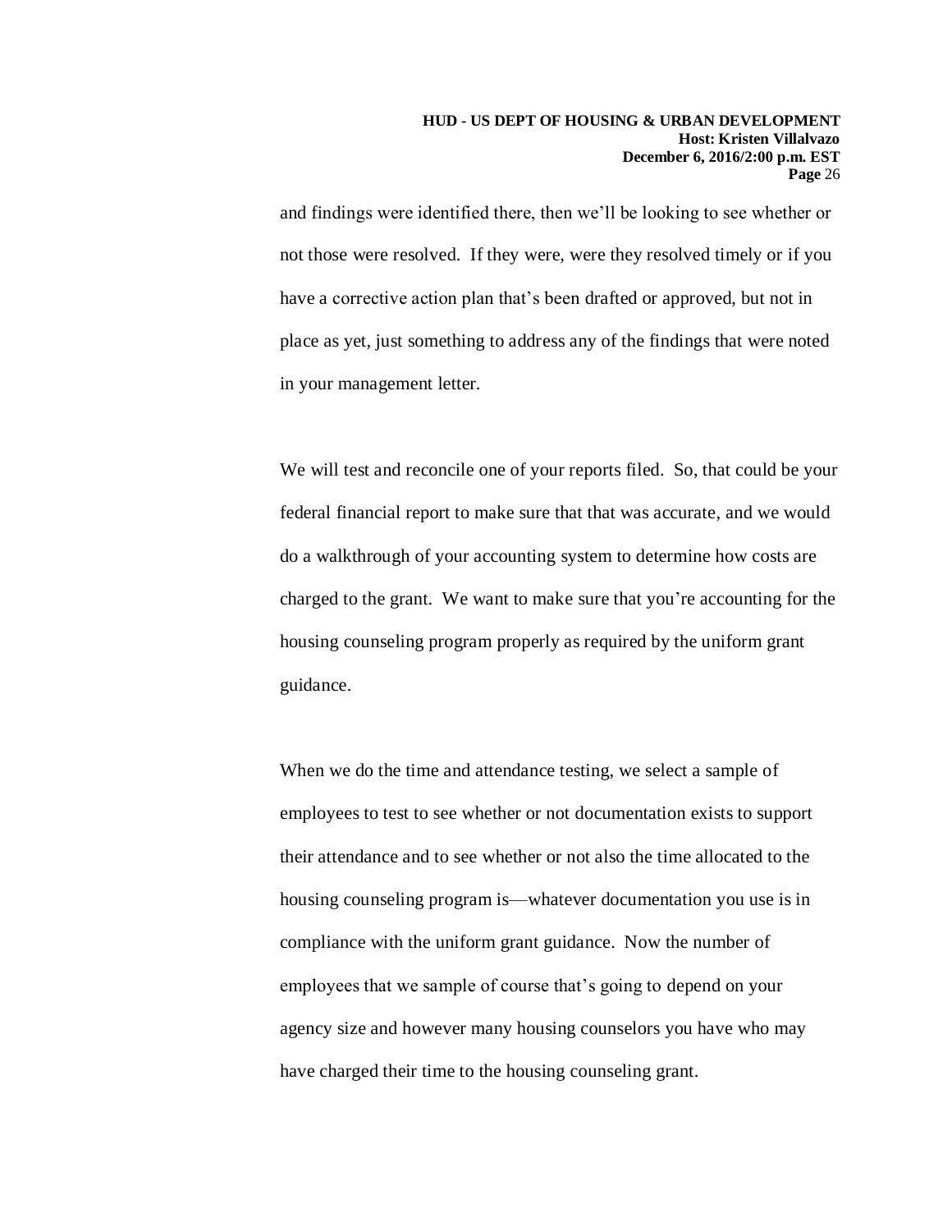and findings were identified there, then we'll be looking to see whether or not those were resolved. If they were, were they resolved timely or if you have a corrective action plan that's been drafted or approved, but not in place as yet, just something to address any of the findings that were noted in your management letter.

We will test and reconcile one of your reports filed. So, that could be your federal financial report to make sure that that was accurate, and we would do a walkthrough of your accounting system to determine how costs are charged to the grant. We want to make sure that you're accounting for the housing counseling program properly as required by the uniform grant guidance.

When we do the time and attendance testing, we select a sample of employees to test to see whether or not documentation exists to support their attendance and to see whether or not also the time allocated to the housing counseling program is—whatever documentation you use is in compliance with the uniform grant guidance. Now the number of employees that we sample of course that's going to depend on your agency size and however many housing counselors you have who may have charged their time to the housing counseling grant.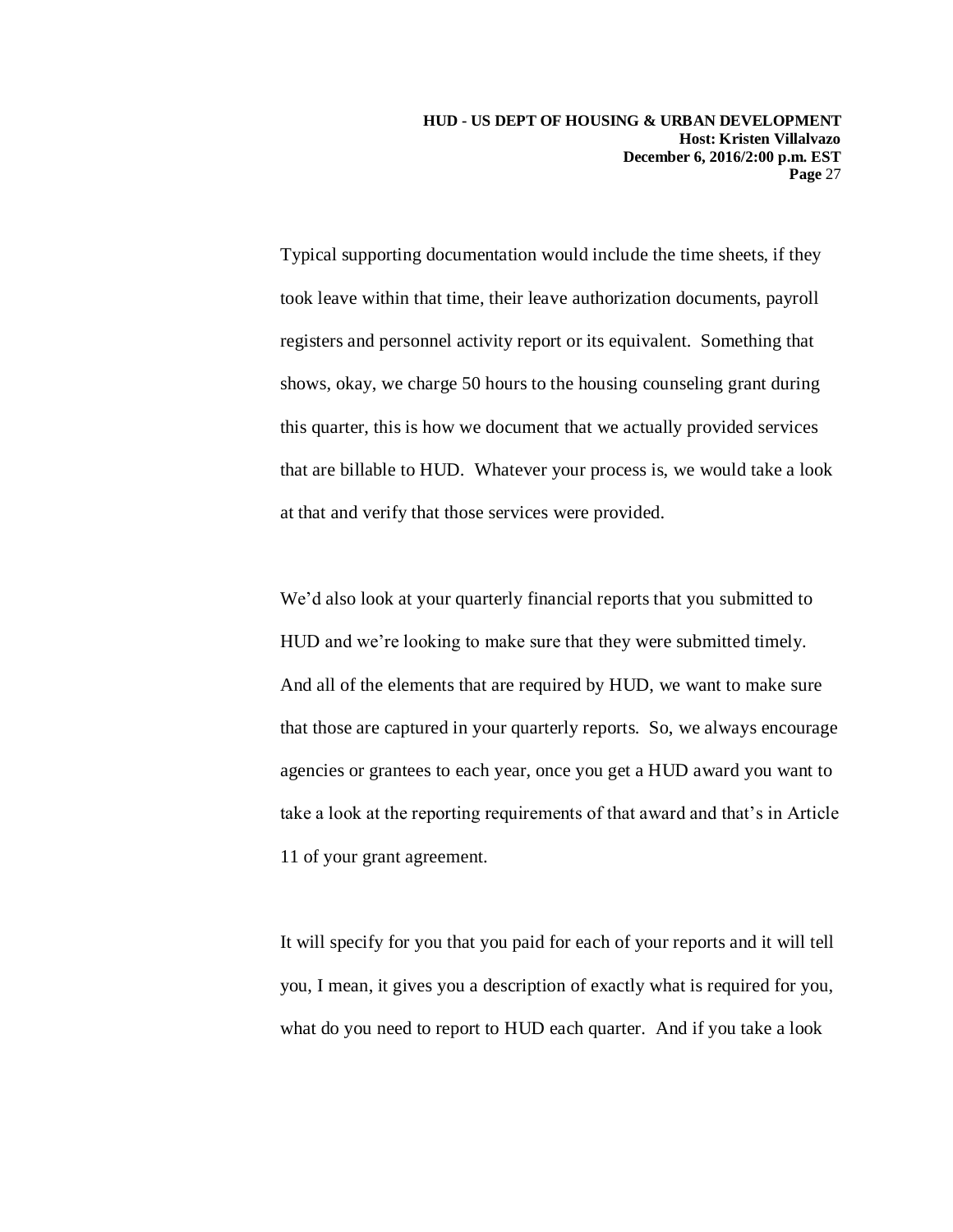Typical supporting documentation would include the time sheets, if they took leave within that time, their leave authorization documents, payroll registers and personnel activity report or its equivalent. Something that shows, okay, we charge 50 hours to the housing counseling grant during this quarter, this is how we document that we actually provided services that are billable to HUD. Whatever your process is, we would take a look at that and verify that those services were provided.

We'd also look at your quarterly financial reports that you submitted to HUD and we're looking to make sure that they were submitted timely. And all of the elements that are required by HUD, we want to make sure that those are captured in your quarterly reports. So, we always encourage agencies or grantees to each year, once you get a HUD award you want to take a look at the reporting requirements of that award and that's in Article 11 of your grant agreement.

It will specify for you that you paid for each of your reports and it will tell you, I mean, it gives you a description of exactly what is required for you, what do you need to report to HUD each quarter. And if you take a look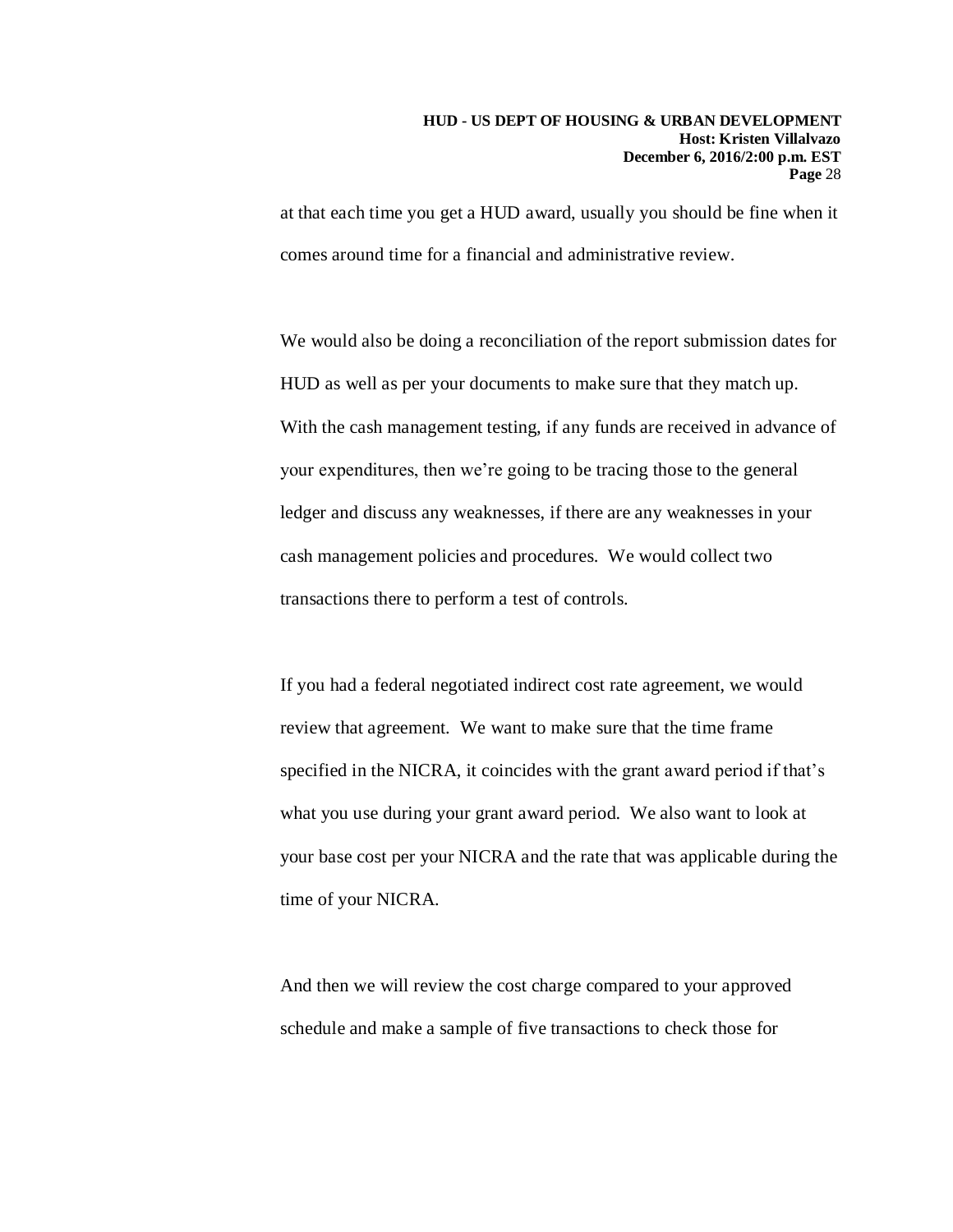at that each time you get a HUD award, usually you should be fine when it comes around time for a financial and administrative review.

We would also be doing a reconciliation of the report submission dates for HUD as well as per your documents to make sure that they match up. With the cash management testing, if any funds are received in advance of your expenditures, then we're going to be tracing those to the general ledger and discuss any weaknesses, if there are any weaknesses in your cash management policies and procedures. We would collect two transactions there to perform a test of controls.

If you had a federal negotiated indirect cost rate agreement, we would review that agreement. We want to make sure that the time frame specified in the NICRA, it coincides with the grant award period if that's what you use during your grant award period. We also want to look at your base cost per your NICRA and the rate that was applicable during the time of your NICRA.

And then we will review the cost charge compared to your approved schedule and make a sample of five transactions to check those for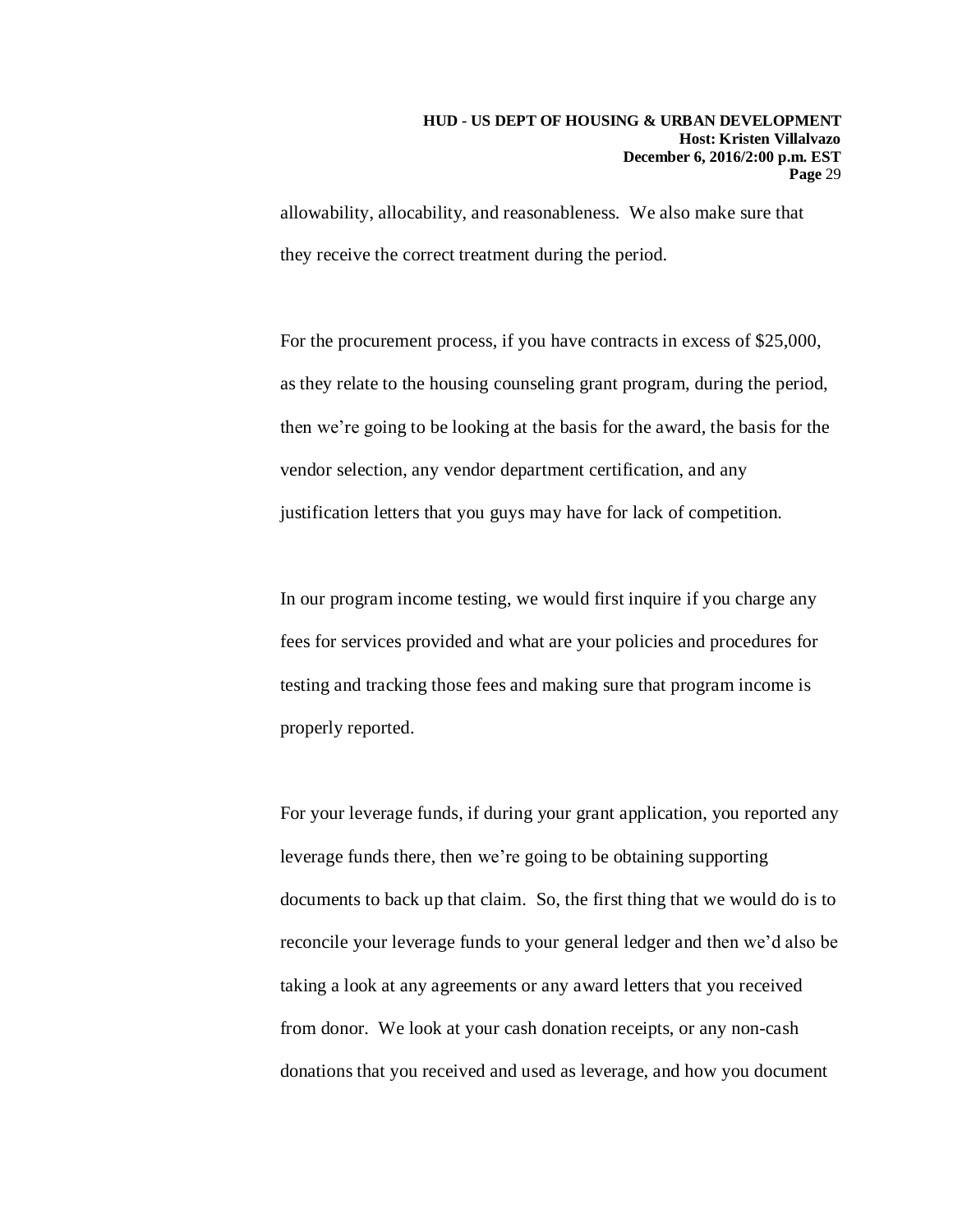allowability, allocability, and reasonableness. We also make sure that they receive the correct treatment during the period.

For the procurement process, if you have contracts in excess of $25,000, as they relate to the housing counseling grant program, during the period, then we're going to be looking at the basis for the award, the basis for the vendor selection, any vendor department certification, and any justification letters that you guys may have for lack of competition.

In our program income testing, we would first inquire if you charge any fees for services provided and what are your policies and procedures for testing and tracking those fees and making sure that program income is properly reported.

For your leverage funds, if during your grant application, you reported any leverage funds there, then we're going to be obtaining supporting documents to back up that claim. So, the first thing that we would do is to reconcile your leverage funds to your general ledger and then we'd also be taking a look at any agreements or any award letters that you received from donor. We look at your cash donation receipts, or any non-cash donations that you received and used as leverage, and how you document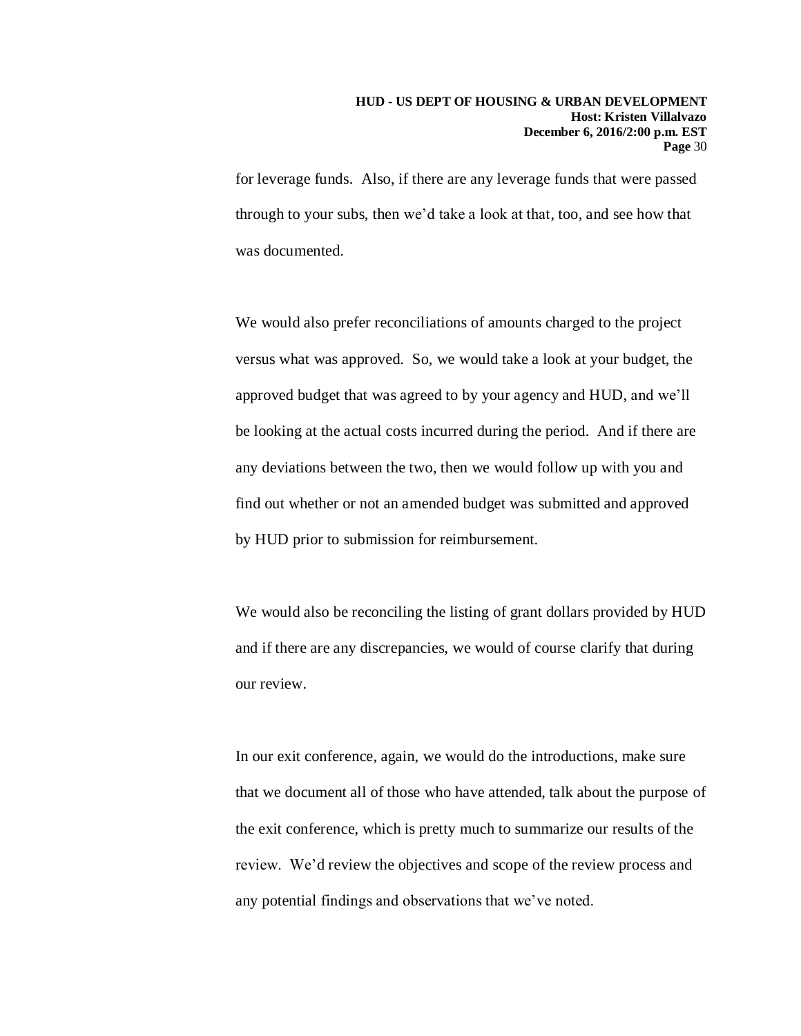for leverage funds. Also, if there are any leverage funds that were passed through to your subs, then we'd take a look at that, too, and see how that was documented.

We would also prefer reconciliations of amounts charged to the project versus what was approved. So, we would take a look at your budget, the approved budget that was agreed to by your agency and HUD, and we'll be looking at the actual costs incurred during the period. And if there are any deviations between the two, then we would follow up with you and find out whether or not an amended budget was submitted and approved by HUD prior to submission for reimbursement.

We would also be reconciling the listing of grant dollars provided by HUD and if there are any discrepancies, we would of course clarify that during our review.

In our exit conference, again, we would do the introductions, make sure that we document all of those who have attended, talk about the purpose of the exit conference, which is pretty much to summarize our results of the review. We'd review the objectives and scope of the review process and any potential findings and observations that we've noted.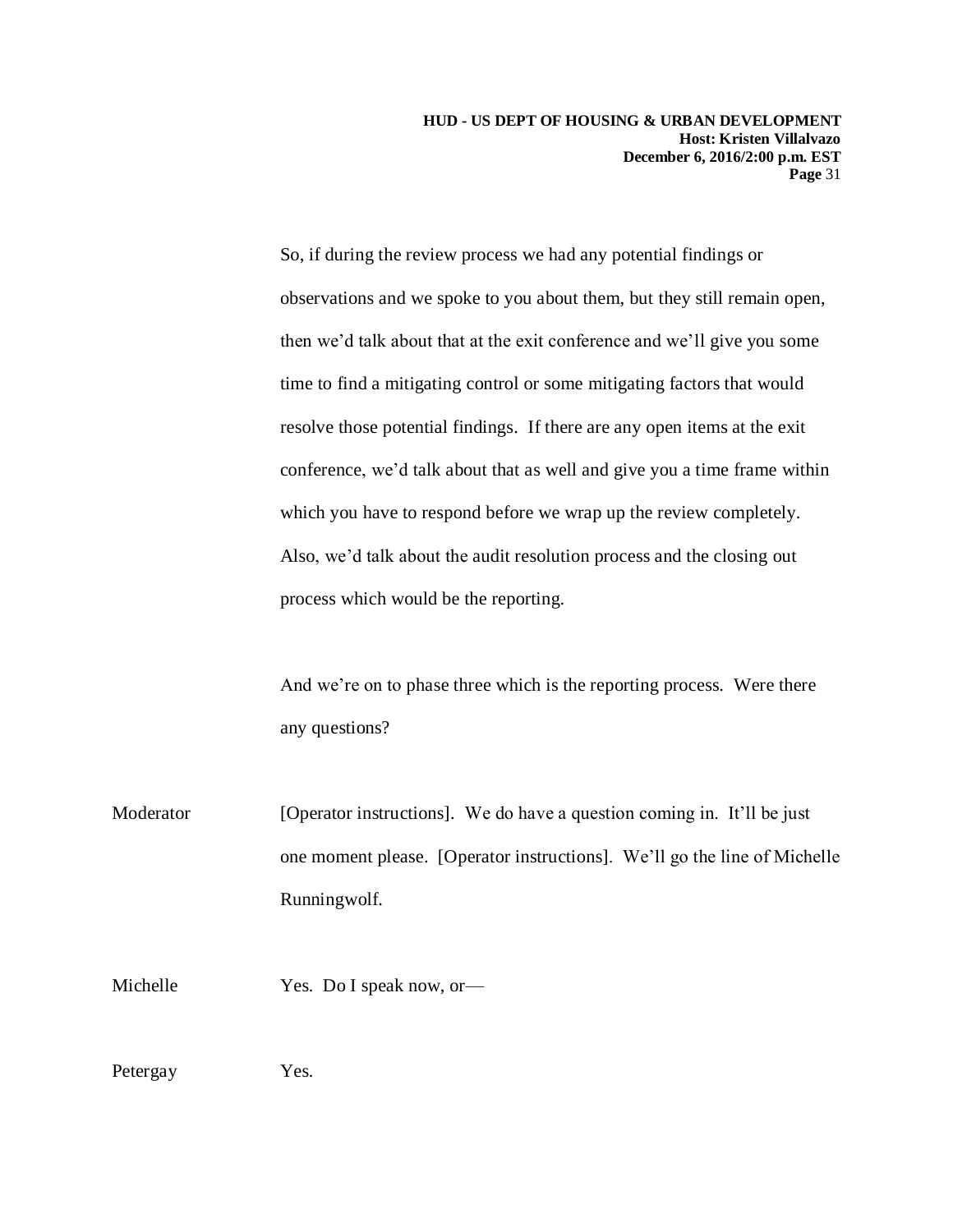So, if during the review process we had any potential findings or observations and we spoke to you about them, but they still remain open, then we'd talk about that at the exit conference and we'll give you some time to find a mitigating control or some mitigating factors that would resolve those potential findings. If there are any open items at the exit conference, we'd talk about that as well and give you a time frame within which you have to respond before we wrap up the review completely. Also, we'd talk about the audit resolution process and the closing out process which would be the reporting.

And we're on to phase three which is the reporting process. Were there any questions?

Moderator [Operator instructions]. We do have a question coming in. It'll be just one moment please. [Operator instructions]. We'll go the line of Michelle Runningwolf.

Michelle Yes. Do I speak now, or—

Petergay Yes.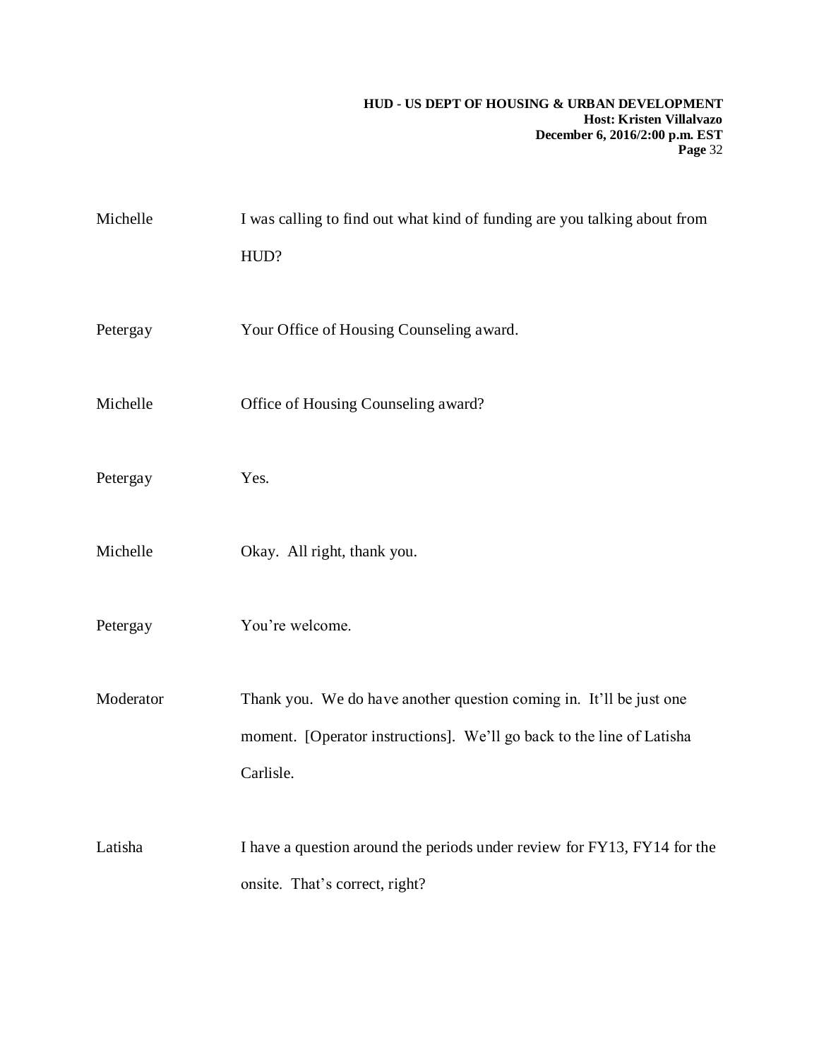Michelle I was calling to find out what kind of funding are you talking about from HUD?

Petergay Your Office of Housing Counseling award.

Michelle Office of Housing Counseling award?

Petergay Yes.

Michelle Okay. All right, thank you.

Petergay You're welcome.

Moderator Thank you. We do have another question coming in. It'll be just one moment. [Operator instructions]. We'll go back to the line of Latisha Carlisle.

Latisha I have a question around the periods under review for FY13, FY14 for the onsite. That's correct, right?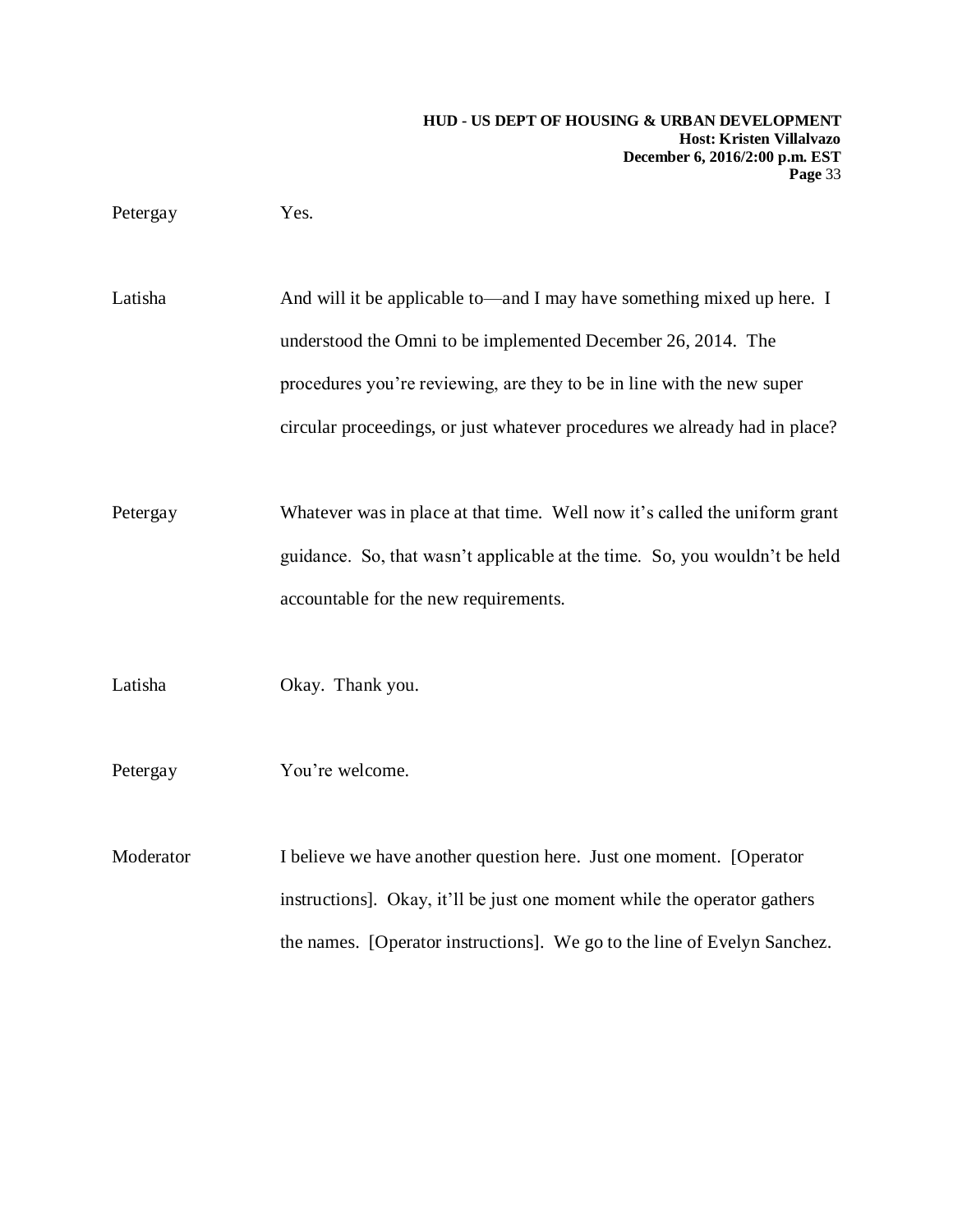Petergay Yes.

Latisha And will it be applicable to—and I may have something mixed up here. I understood the Omni to be implemented December 26, 2014. The procedures you're reviewing, are they to be in line with the new super circular proceedings, or just whatever procedures we already had in place?

Petergay Whatever was in place at that time. Well now it's called the uniform grant guidance. So, that wasn't applicable at the time. So, you wouldn't be held accountable for the new requirements.

Latisha Okay. Thank you.

Petergay You're welcome.

Moderator I believe we have another question here. Just one moment. [Operator instructions]. Okay, it'll be just one moment while the operator gathers the names. [Operator instructions]. We go to the line of Evelyn Sanchez.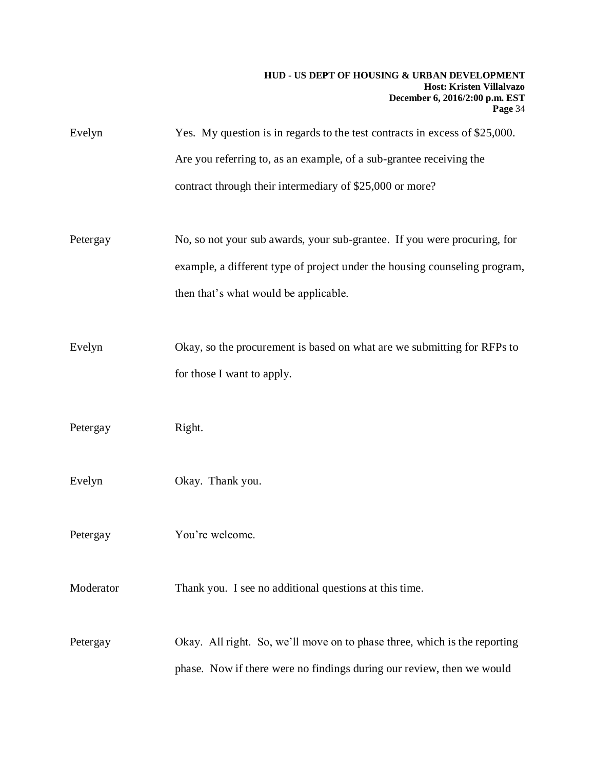Evelyn Yes. My question is in regards to the test contracts in excess of $25,000. Are you referring to, as an example, of a sub-grantee receiving the contract through their intermediary of $25,000 or more?

Petergay No, so not your sub awards, your sub-grantee. If you were procuring, for example, a different type of project under the housing counseling program, then that's what would be applicable.

Evelyn Okay, so the procurement is based on what are we submitting for RFPs to for those I want to apply.

Petergay Right.

Evelyn Okay. Thank you.

Petergay You're welcome.

Moderator Thank you. I see no additional questions at this time.

Petergay Okay. All right. So, we'll move on to phase three, which is the reporting phase. Now if there were no findings during our review, then we would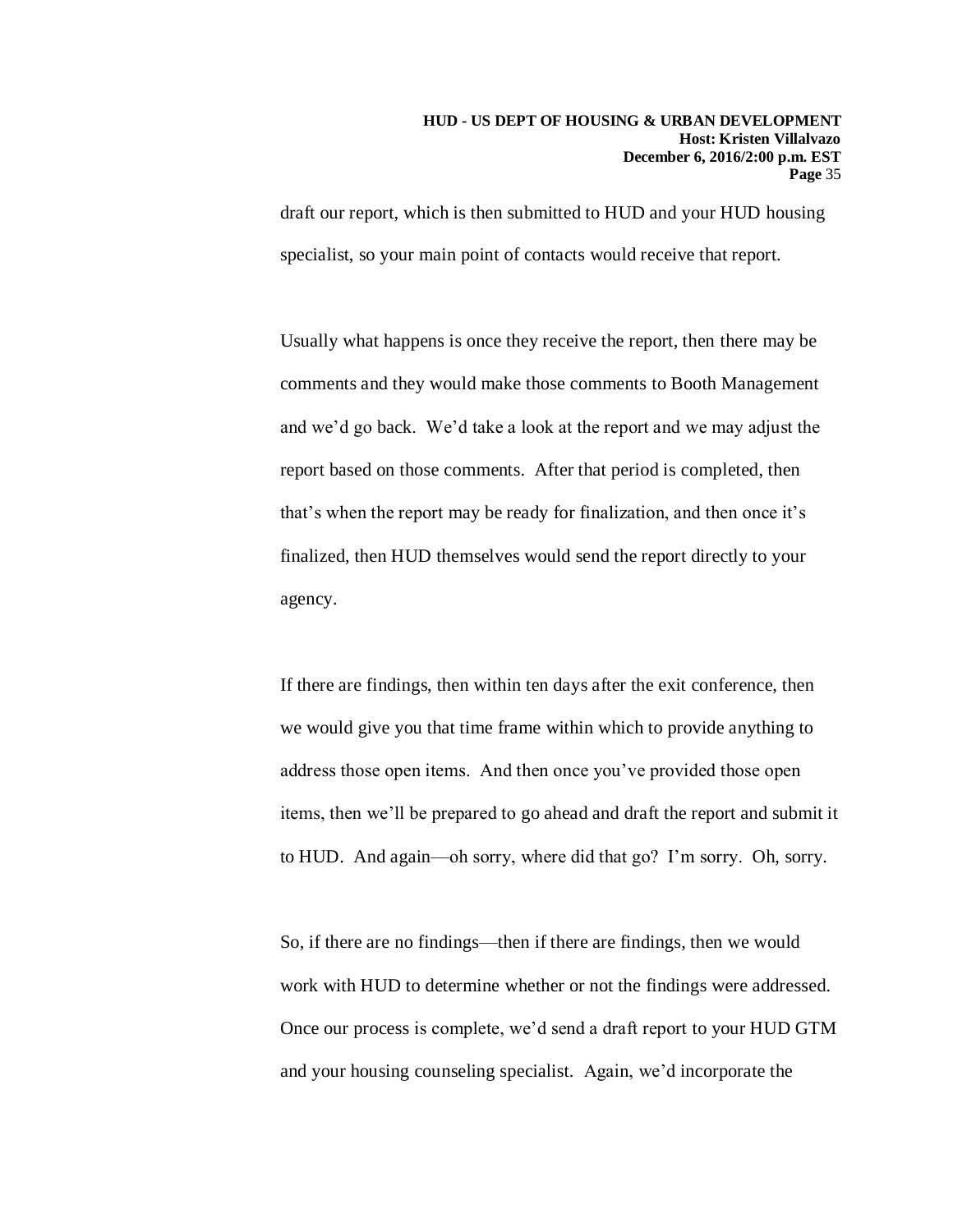draft our report, which is then submitted to HUD and your HUD housing specialist, so your main point of contacts would receive that report.

Usually what happens is once they receive the report, then there may be comments and they would make those comments to Booth Management and we'd go back. We'd take a look at the report and we may adjust the report based on those comments. After that period is completed, then that's when the report may be ready for finalization, and then once it's finalized, then HUD themselves would send the report directly to your agency.

If there are findings, then within ten days after the exit conference, then we would give you that time frame within which to provide anything to address those open items. And then once you've provided those open items, then we'll be prepared to go ahead and draft the report and submit it to HUD. And again—oh sorry, where did that go? I'm sorry. Oh, sorry.

So, if there are no findings—then if there are findings, then we would work with HUD to determine whether or not the findings were addressed. Once our process is complete, we'd send a draft report to your HUD GTM and your housing counseling specialist. Again, we'd incorporate the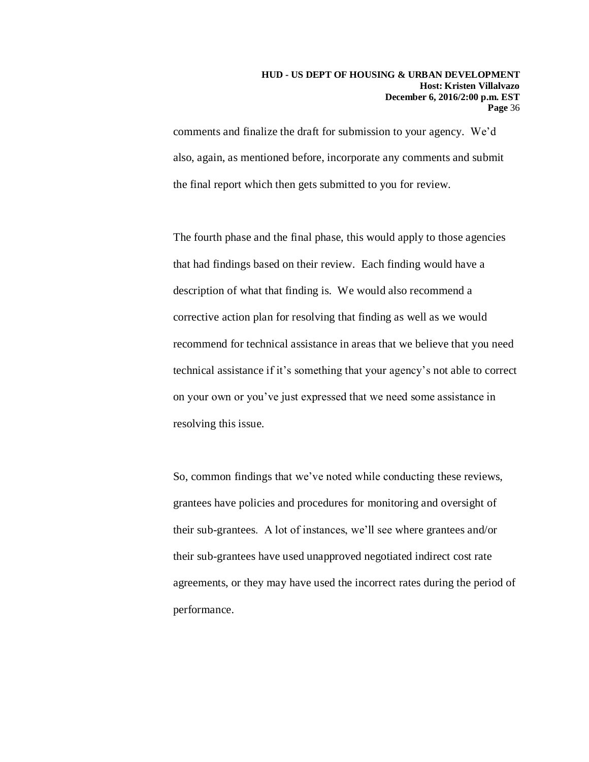comments and finalize the draft for submission to your agency. We'd also, again, as mentioned before, incorporate any comments and submit the final report which then gets submitted to you for review.

The fourth phase and the final phase, this would apply to those agencies that had findings based on their review. Each finding would have a description of what that finding is. We would also recommend a corrective action plan for resolving that finding as well as we would recommend for technical assistance in areas that we believe that you need technical assistance if it's something that your agency's not able to correct on your own or you've just expressed that we need some assistance in resolving this issue.

So, common findings that we've noted while conducting these reviews, grantees have policies and procedures for monitoring and oversight of their sub-grantees. A lot of instances, we'll see where grantees and/or their sub-grantees have used unapproved negotiated indirect cost rate agreements, or they may have used the incorrect rates during the period of performance.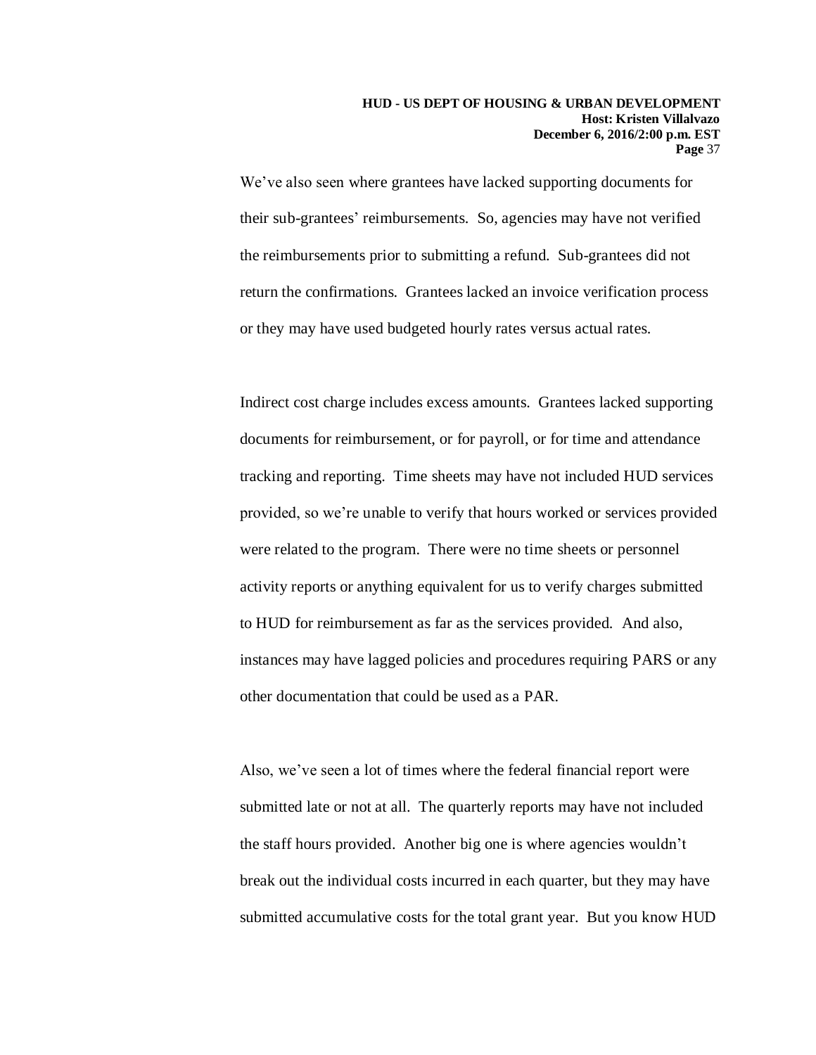We've also seen where grantees have lacked supporting documents for their sub-grantees' reimbursements. So, agencies may have not verified the reimbursements prior to submitting a refund. Sub-grantees did not return the confirmations. Grantees lacked an invoice verification process or they may have used budgeted hourly rates versus actual rates.

Indirect cost charge includes excess amounts. Grantees lacked supporting documents for reimbursement, or for payroll, or for time and attendance tracking and reporting. Time sheets may have not included HUD services provided, so we're unable to verify that hours worked or services provided were related to the program. There were no time sheets or personnel activity reports or anything equivalent for us to verify charges submitted to HUD for reimbursement as far as the services provided. And also, instances may have lagged policies and procedures requiring PARS or any other documentation that could be used as a PAR.

Also, we've seen a lot of times where the federal financial report were submitted late or not at all. The quarterly reports may have not included the staff hours provided. Another big one is where agencies wouldn't break out the individual costs incurred in each quarter, but they may have submitted accumulative costs for the total grant year. But you know HUD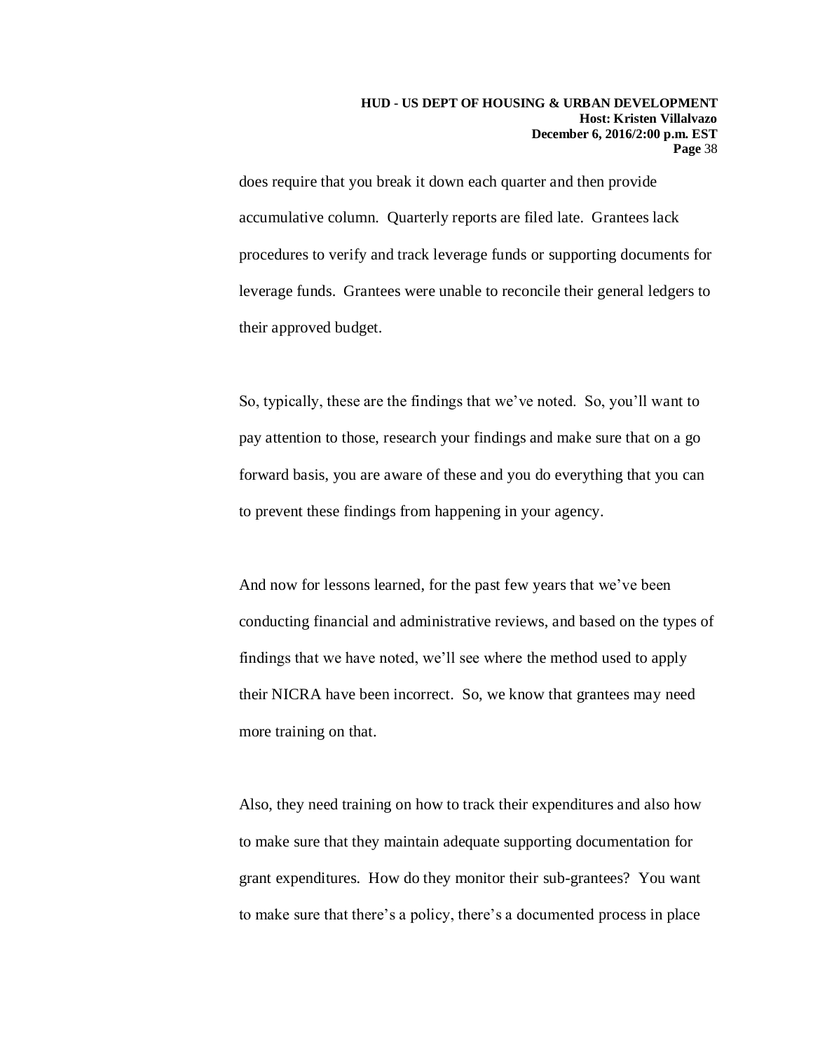does require that you break it down each quarter and then provide accumulative column. Quarterly reports are filed late. Grantees lack procedures to verify and track leverage funds or supporting documents for leverage funds. Grantees were unable to reconcile their general ledgers to their approved budget.

So, typically, these are the findings that we've noted. So, you'll want to pay attention to those, research your findings and make sure that on a go forward basis, you are aware of these and you do everything that you can to prevent these findings from happening in your agency.

And now for lessons learned, for the past few years that we've been conducting financial and administrative reviews, and based on the types of findings that we have noted, we'll see where the method used to apply their NICRA have been incorrect. So, we know that grantees may need more training on that.

Also, they need training on how to track their expenditures and also how to make sure that they maintain adequate supporting documentation for grant expenditures. How do they monitor their sub-grantees? You want to make sure that there's a policy, there's a documented process in place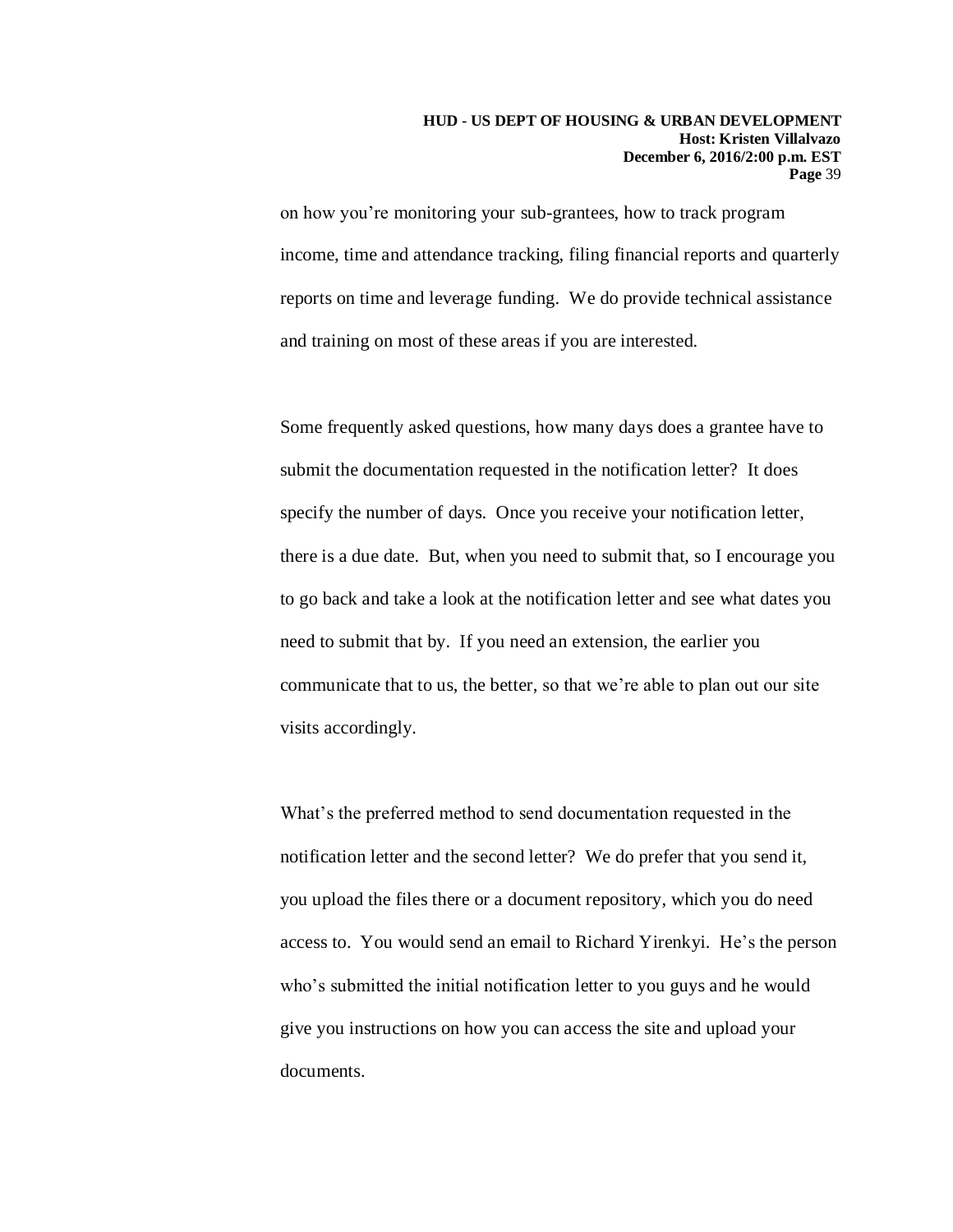on how you're monitoring your sub-grantees, how to track program income, time and attendance tracking, filing financial reports and quarterly reports on time and leverage funding. We do provide technical assistance and training on most of these areas if you are interested.

Some frequently asked questions, how many days does a grantee have to submit the documentation requested in the notification letter? It does specify the number of days. Once you receive your notification letter, there is a due date. But, when you need to submit that, so I encourage you to go back and take a look at the notification letter and see what dates you need to submit that by. If you need an extension, the earlier you communicate that to us, the better, so that we're able to plan out our site visits accordingly.

What's the preferred method to send documentation requested in the notification letter and the second letter? We do prefer that you send it, you upload the files there or a document repository, which you do need access to. You would send an email to Richard Yirenkyi. He's the person who's submitted the initial notification letter to you guys and he would give you instructions on how you can access the site and upload your documents.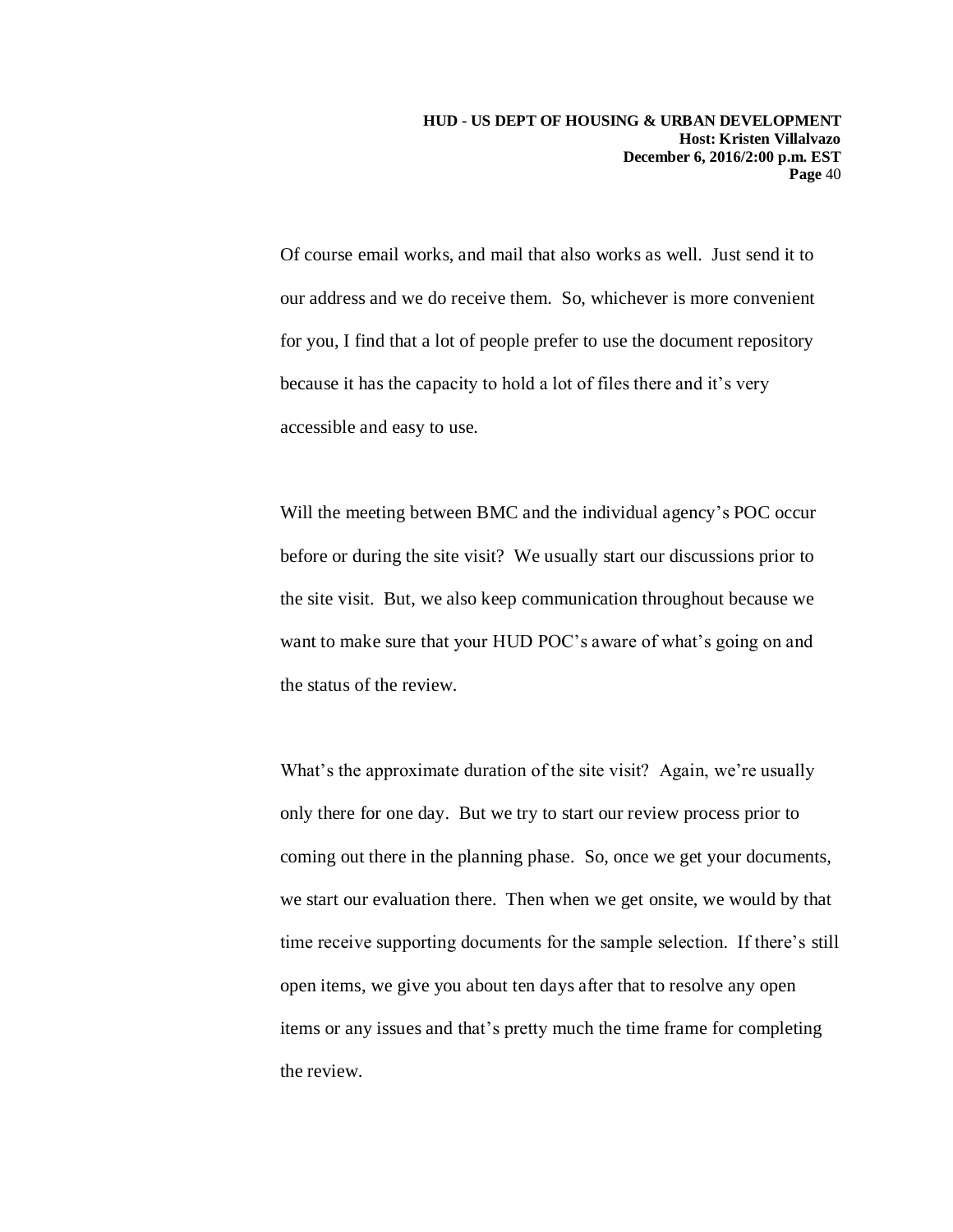Of course email works, and mail that also works as well. Just send it to our address and we do receive them. So, whichever is more convenient for you, I find that a lot of people prefer to use the document repository because it has the capacity to hold a lot of files there and it's very accessible and easy to use.

Will the meeting between BMC and the individual agency's POC occur before or during the site visit? We usually start our discussions prior to the site visit. But, we also keep communication throughout because we want to make sure that your HUD POC's aware of what's going on and the status of the review.

What's the approximate duration of the site visit? Again, we're usually only there for one day. But we try to start our review process prior to coming out there in the planning phase. So, once we get your documents, we start our evaluation there. Then when we get onsite, we would by that time receive supporting documents for the sample selection. If there's still open items, we give you about ten days after that to resolve any open items or any issues and that's pretty much the time frame for completing the review.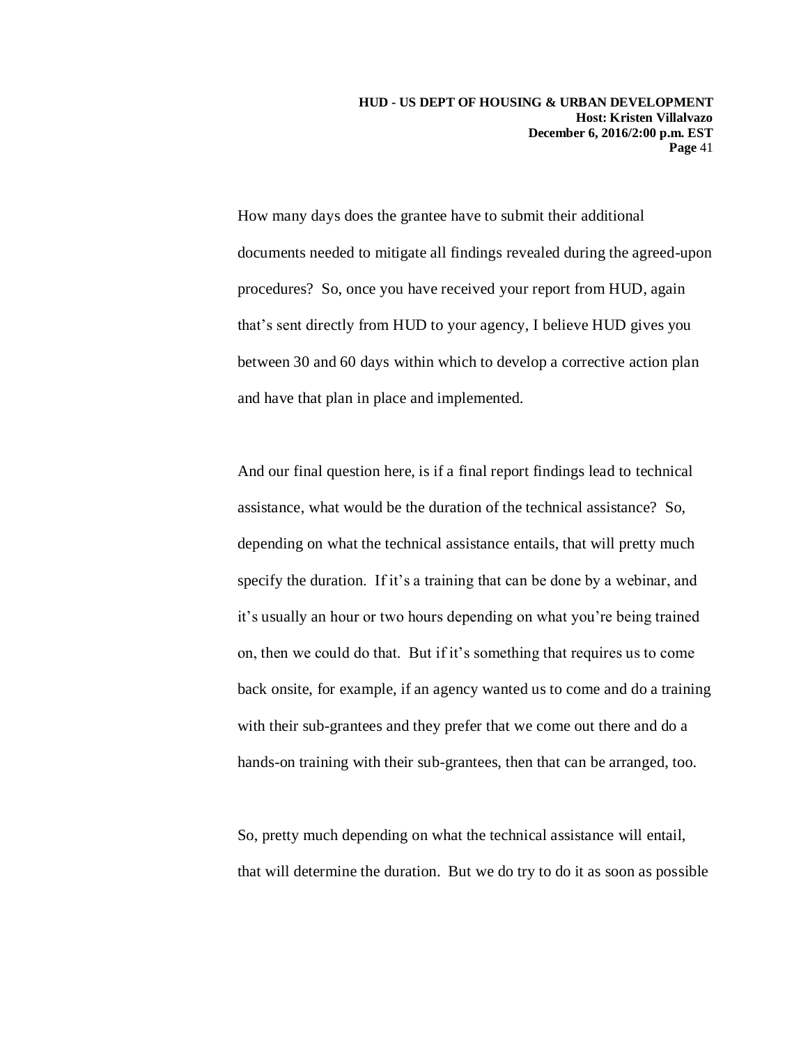How many days does the grantee have to submit their additional documents needed to mitigate all findings revealed during the agreed-upon procedures? So, once you have received your report from HUD, again that's sent directly from HUD to your agency, I believe HUD gives you between 30 and 60 days within which to develop a corrective action plan and have that plan in place and implemented.

And our final question here, is if a final report findings lead to technical assistance, what would be the duration of the technical assistance? So, depending on what the technical assistance entails, that will pretty much specify the duration. If it's a training that can be done by a webinar, and it's usually an hour or two hours depending on what you're being trained on, then we could do that. But if it's something that requires us to come back onsite, for example, if an agency wanted us to come and do a training with their sub-grantees and they prefer that we come out there and do a hands-on training with their sub-grantees, then that can be arranged, too.

So, pretty much depending on what the technical assistance will entail, that will determine the duration. But we do try to do it as soon as possible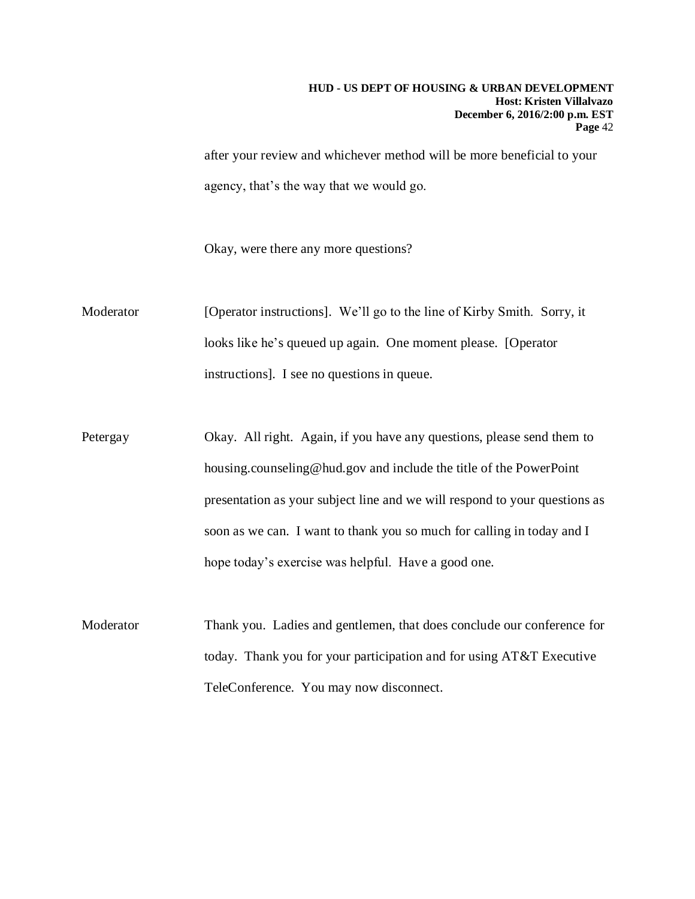after your review and whichever method will be more beneficial to your agency, that's the way that we would go.

Okay, were there any more questions?

Moderator [Operator instructions]. We'll go to the line of Kirby Smith. Sorry, it looks like he's queued up again. One moment please. [Operator instructions]. I see no questions in queue.

Petergay Okay. All right. Again, if you have any questions, please send them to housing.counseling@hud.gov and include the title of the PowerPoint presentation as your subject line and we will respond to your questions as soon as we can. I want to thank you so much for calling in today and I hope today's exercise was helpful. Have a good one.

Moderator Thank you. Ladies and gentlemen, that does conclude our conference for today. Thank you for your participation and for using AT&T Executive TeleConference. You may now disconnect.